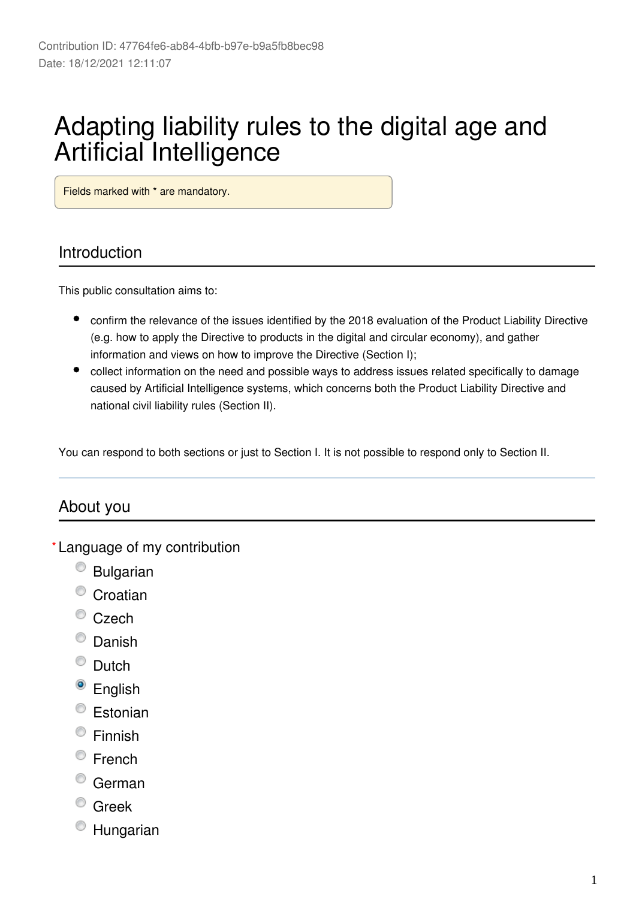Contribution ID: 47764fe6-ab84-4bfb-b97e-b9a5fb8bec98
Date: 18/12/2021 12:11:07

# Adapting liability rules to the digital age and Artificial Intelligence

Fields marked with * are mandatory.

## Introduction

This public consultation aims to:

- confirm the relevance of the issues identified by the 2018 evaluation of the Product Liability Directive (e.g. how to apply the Directive to products in the digital and circular economy), and gather information and views on how to improve the Directive (Section I);
- collect information on the need and possible ways to address issues related specifically to damage caused by Artificial Intelligence systems, which concerns both the Product Liability Directive and national civil liability rules (Section II).

You can respond to both sections or just to Section I. It is not possible to respond only to Section II.

## About you

* Language of my contribution

- ○ Bulgarian
- ○ Croatian
- ○ Czech
- ○ Danish
- ○ Dutch
- ● English
- ○ Estonian
- ○ Finnish
- ○ French
- ○ German
- ○ Greek
- ○ Hungarian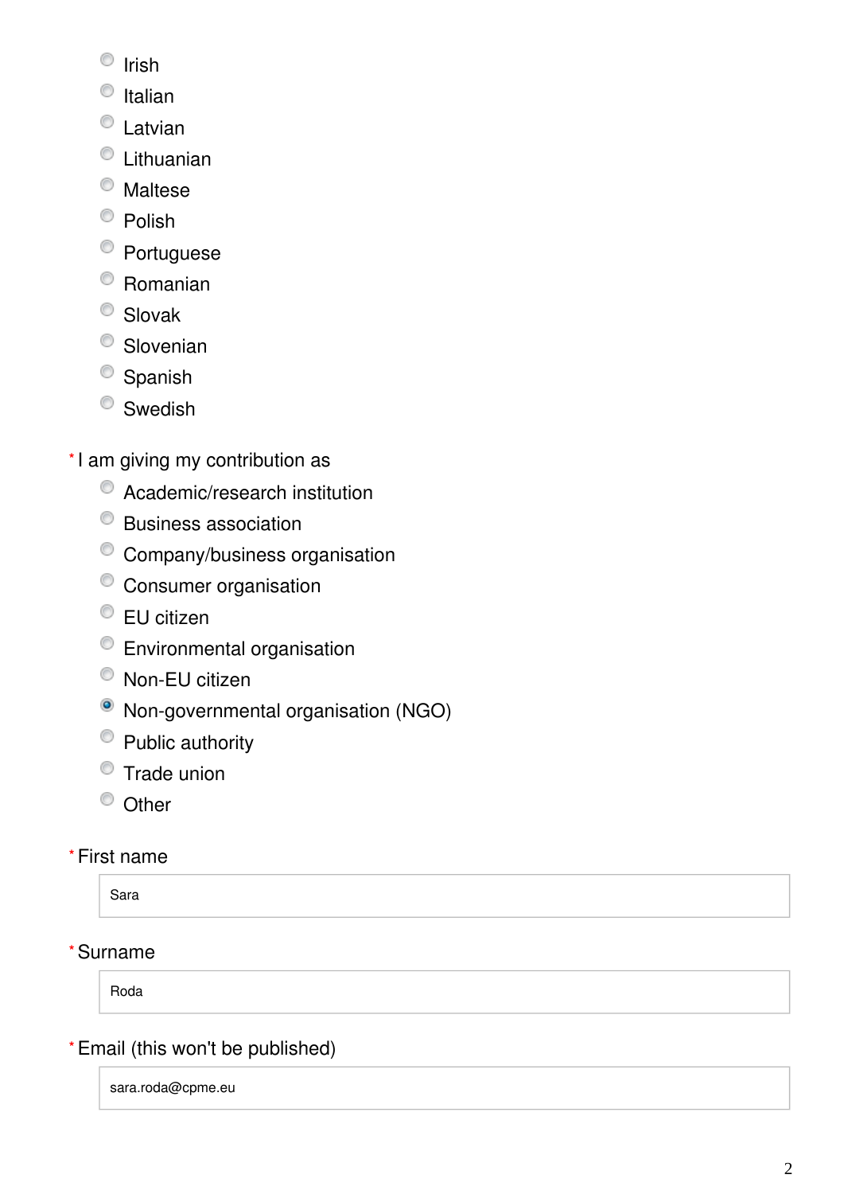- Irish
- Italian
- Latvian
- Lithuanian
- Maltese
- Polish
- Portuguese
- Romanian
- Slovak
- Slovenian
- Spanish
- Swedish

\* I am giving my contribution as

- Academic/research institution
- Business association
- Company/business organisation
- Consumer organisation
- EU citizen
- Environmental organisation
- Non-EU citizen
- (selected) Non-governmental organisation (NGO)
- Public authority
- Trade union
- Other

\* First name

Sara

\* Surname

Roda

\* Email (this won't be published)

sara.roda@cpme.eu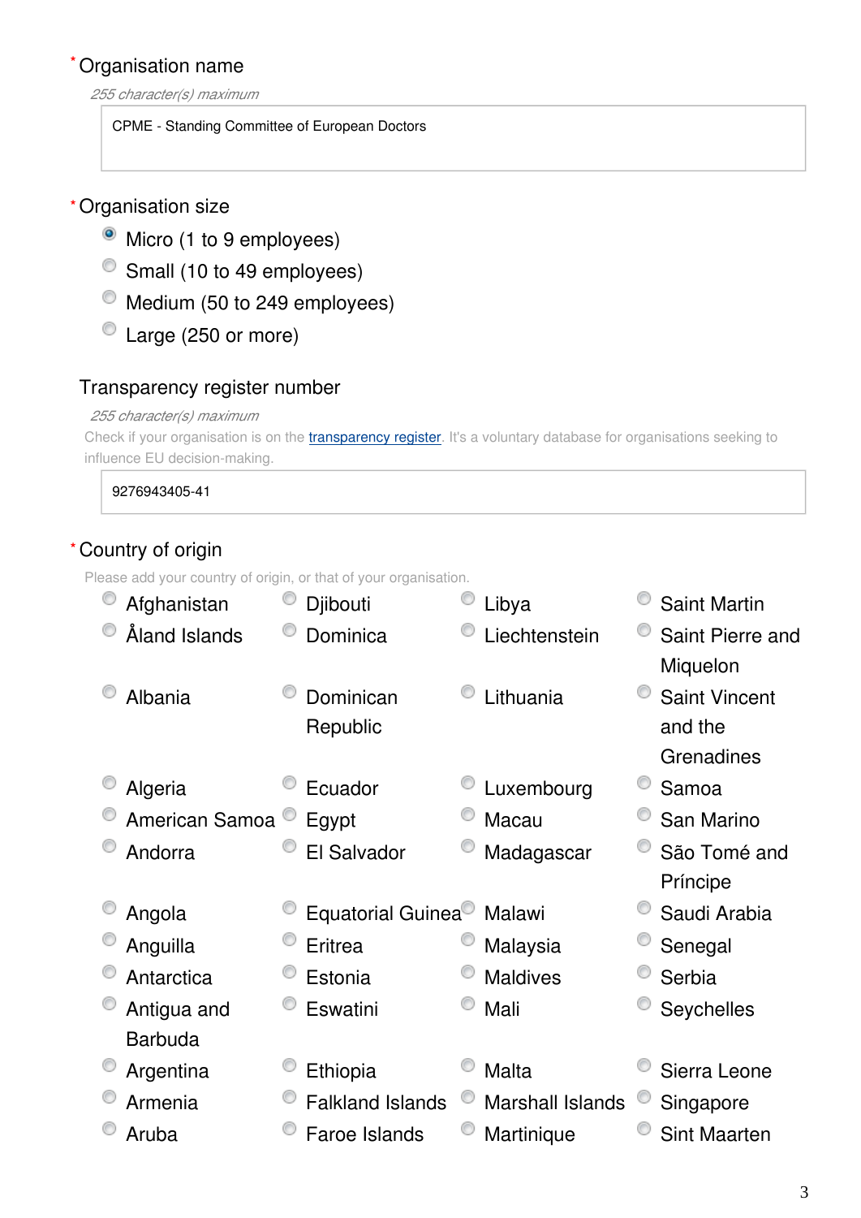*Organisation name

*255 character(s) maximum*

CPME - Standing Committee of European Doctors

*Organisation size

- [x] Micro (1 to 9 employees)
- [ ] Small (10 to 49 employees)
- [ ] Medium (50 to 249 employees)
- [ ] Large (250 or more)

Transparency register number

*255 character(s) maximum*

Check if your organisation is on the transparency register. It's a voluntary database for organisations seeking to influence EU decision-making.

9276943405-41

*Country of origin

Please add your country of origin, or that of your organisation.

- [ ] Afghanistan
- [ ] Åland Islands
- [ ] Albania
- [ ] Algeria
- [ ] American Samoa
- [ ] Andorra
- [ ] Angola
- [ ] Anguilla
- [ ] Antarctica
- [ ] Antigua and Barbuda
- [ ] Argentina
- [ ] Armenia
- [ ] Aruba
- [ ] Djibouti
- [ ] Dominica
- [ ] Dominican Republic
- [ ] Ecuador
- [ ] Egypt
- [ ] El Salvador
- [ ] Equatorial Guinea
- [ ] Eritrea
- [ ] Estonia
- [ ] Eswatini
- [ ] Ethiopia
- [ ] Falkland Islands
- [ ] Faroe Islands
- [ ] Libya
- [ ] Liechtenstein
- [ ] Lithuania
- [ ] Luxembourg
- [ ] Macau
- [ ] Madagascar
- [ ] Malawi
- [ ] Malaysia
- [ ] Maldives
- [ ] Mali
- [ ] Malta
- [ ] Marshall Islands
- [ ] Martinique
- [ ] Saint Martin
- [ ] Saint Pierre and Miquelon
- [ ] Saint Vincent and the Grenadines
- [ ] Samoa
- [ ] San Marino
- [ ] São Tomé and Príncipe
- [ ] Saudi Arabia
- [ ] Senegal
- [ ] Serbia
- [ ] Seychelles
- [ ] Sierra Leone
- [ ] Singapore
- [ ] Sint Maarten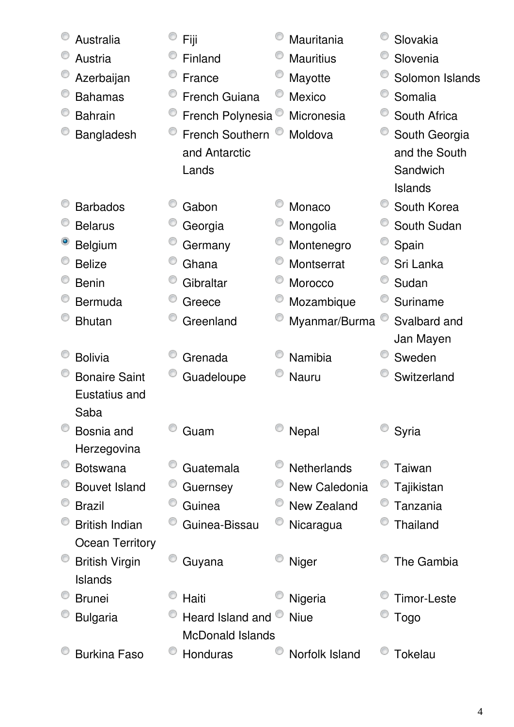- Australia
- Austria
- Azerbaijan
- Bahamas
- Bahrain
- Bangladesh
- Barbados
- Belarus
- (x) Belgium
- Belize
- Benin
- Bermuda
- Bhutan
- Bolivia
- Bonaire Saint Eustatius and Saba
- Bosnia and Herzegovina
- Botswana
- Bouvet Island
- Brazil
- British Indian Ocean Territory
- British Virgin Islands
- Brunei
- Bulgaria
- Burkina Faso
- Fiji
- Finland
- France
- French Guiana
- French Polynesia
- French Southern and Antarctic Lands
- Gabon
- Georgia
- Germany
- Ghana
- Gibraltar
- Greece
- Greenland
- Grenada
- Guadeloupe
- Guam
- Guatemala
- Guernsey
- Guinea
- Guinea-Bissau
- Guyana
- Haiti
- Heard Island and McDonald Islands
- Honduras
- Mauritania
- Mauritius
- Mayotte
- Mexico
- Micronesia
- Moldova
- Monaco
- Mongolia
- Montenegro
- Montserrat
- Morocco
- Mozambique
- Myanmar/Burma
- Namibia
- Nauru
- Nepal
- Netherlands
- New Caledonia
- New Zealand
- Nicaragua
- Niger
- Nigeria
- Niue
- Norfolk Island
- Slovakia
- Slovenia
- Solomon Islands
- Somalia
- South Africa
- South Georgia and the South Sandwich Islands
- South Korea
- South Sudan
- Spain
- Sri Lanka
- Sudan
- Suriname
- Svalbard and Jan Mayen
- Sweden
- Switzerland
- Syria
- Taiwan
- Tajikistan
- Tanzania
- Thailand
- The Gambia
- Timor-Leste
- Togo
- Tokelau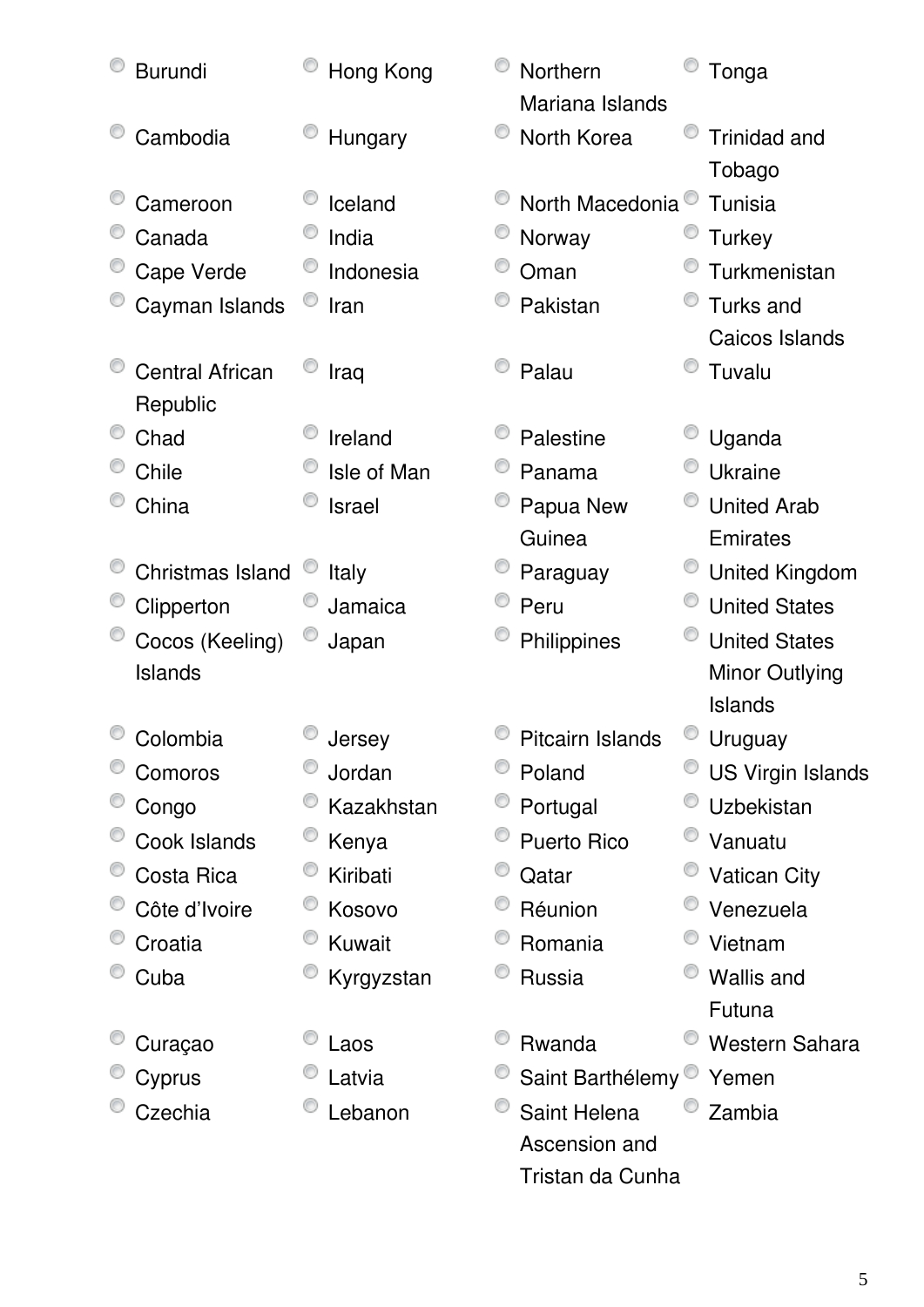- Burundi
- Cambodia
- Cameroon
- Canada
- Cape Verde
- Cayman Islands
- Central African Republic
- Chad
- Chile
- China
- Christmas Island
- Clipperton
- Cocos (Keeling) Islands
- Colombia
- Comoros
- Congo
- Cook Islands
- Costa Rica
- Côte d’Ivoire
- Croatia
- Cuba
- Curaçao
- Cyprus
- Czechia
- Hong Kong
- Hungary
- Iceland
- India
- Indonesia
- Iran
- Iraq
- Ireland
- Isle of Man
- Israel
- Italy
- Jamaica
- Japan
- Jersey
- Jordan
- Kazakhstan
- Kenya
- Kiribati
- Kosovo
- Kuwait
- Kyrgyzstan
- Laos
- Latvia
- Lebanon
- Northern Mariana Islands
- North Korea
- North Macedonia
- Norway
- Oman
- Pakistan
- Palau
- Palestine
- Panama
- Papua New Guinea
- Paraguay
- Peru
- Philippines
- Pitcairn Islands
- Poland
- Portugal
- Puerto Rico
- Qatar
- Réunion
- Romania
- Russia
- Rwanda
- Saint Barthélemy
- Saint Helena Ascension and Tristan da Cunha
- Tonga
- Trinidad and Tobago
- Tunisia
- Turkey
- Turkmenistan
- Turks and Caicos Islands
- Tuvalu
- Uganda
- Ukraine
- United Arab Emirates
- United Kingdom
- United States
- United States Minor Outlying Islands
- Uruguay
- US Virgin Islands
- Uzbekistan
- Vanuatu
- Vatican City
- Venezuela
- Vietnam
- Wallis and Futuna
- Western Sahara
- Yemen
- Zambia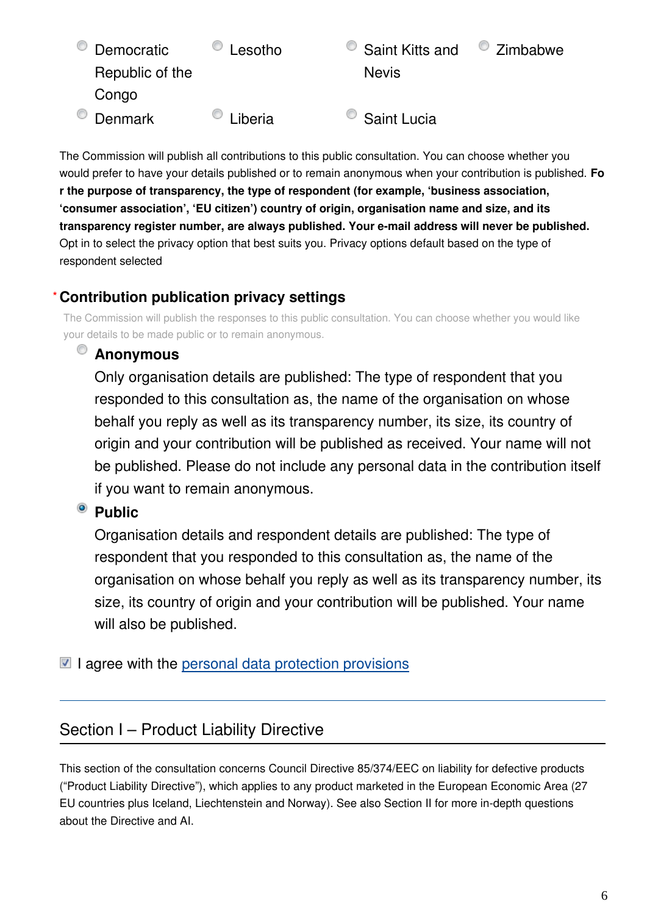- Democratic Republic of the Congo
- Lesotho
- Saint Kitts and Nevis
- Zimbabwe
- Denmark
- Liberia
- Saint Lucia

The Commission will publish all contributions to this public consultation. You can choose whether you would prefer to have your details published or to remain anonymous when your contribution is published. **For the purpose of transparency, the type of respondent (for example, 'business association, 'consumer association', 'EU citizen') country of origin, organisation name and size, and its transparency register number, are always published. Your e-mail address will never be published.** Opt in to select the privacy option that best suits you. Privacy options default based on the type of respondent selected

### * Contribution publication privacy settings

The Commission will publish the responses to this public consultation. You can choose whether you would like your details to be made public or to remain anonymous.

- **Anonymous**
  Only organisation details are published: The type of respondent that you responded to this consultation as, the name of the organisation on whose behalf you reply as well as its transparency number, its size, its country of origin and your contribution will be published as received. Your name will not be published. Please do not include any personal data in the contribution itself if you want to remain anonymous.
- ◉ **Public**
  Organisation details and respondent details are published: The type of respondent that you responded to this consultation as, the name of the organisation on whose behalf you reply as well as its transparency number, its size, its country of origin and your contribution will be published. Your name will also be published.

☑ I agree with the personal data protection provisions

## Section I – Product Liability Directive

This section of the consultation concerns Council Directive 85/374/EEC on liability for defective products ("Product Liability Directive"), which applies to any product marketed in the European Economic Area (27 EU countries plus Iceland, Liechtenstein and Norway). See also Section II for more in-depth questions about the Directive and AI.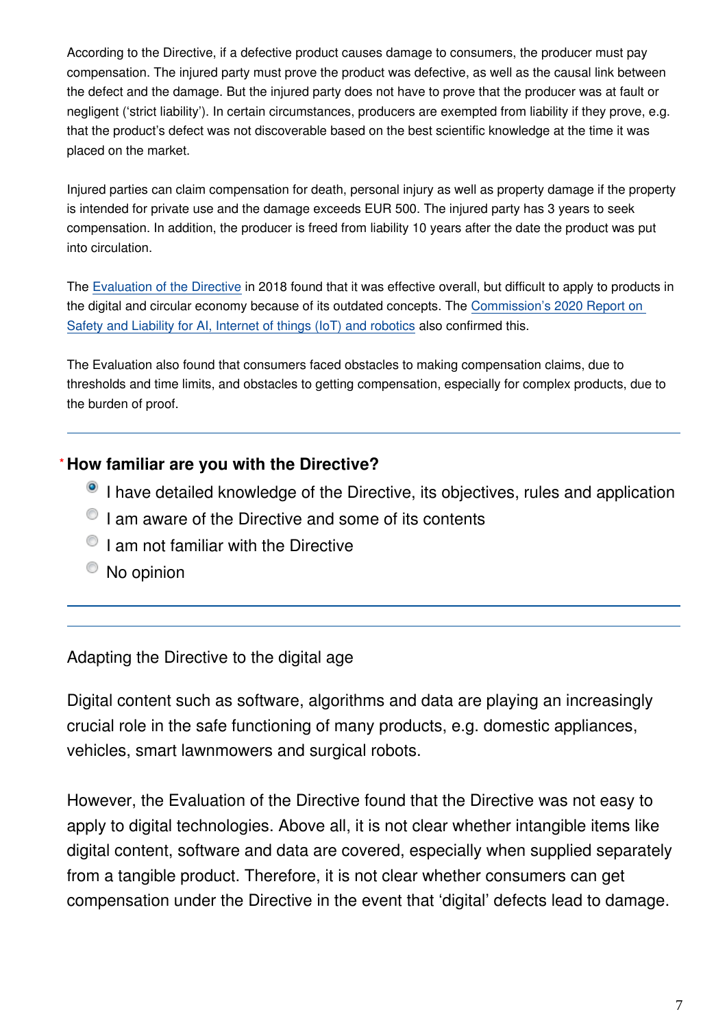According to the Directive, if a defective product causes damage to consumers, the producer must pay compensation. The injured party must prove the product was defective, as well as the causal link between the defect and the damage. But the injured party does not have to prove that the producer was at fault or negligent ('strict liability'). In certain circumstances, producers are exempted from liability if they prove, e.g. that the product's defect was not discoverable based on the best scientific knowledge at the time it was placed on the market.

Injured parties can claim compensation for death, personal injury as well as property damage if the property is intended for private use and the damage exceeds EUR 500. The injured party has 3 years to seek compensation. In addition, the producer is freed from liability 10 years after the date the product was put into circulation.

The Evaluation of the Directive in 2018 found that it was effective overall, but difficult to apply to products in the digital and circular economy because of its outdated concepts. The Commission's 2020 Report on Safety and Liability for AI, Internet of things (IoT) and robotics also confirmed this.

The Evaluation also found that consumers faced obstacles to making compensation claims, due to thresholds and time limits, and obstacles to getting compensation, especially for complex products, due to the burden of proof.

---

**\* How familiar are you with the Directive?**

- (x) I have detailed knowledge of the Directive, its objectives, rules and application
- ( ) I am aware of the Directive and some of its contents
- ( ) I am not familiar with the Directive
- ( ) No opinion

---

Adapting the Directive to the digital age

Digital content such as software, algorithms and data are playing an increasingly crucial role in the safe functioning of many products, e.g. domestic appliances, vehicles, smart lawnmowers and surgical robots.

However, the Evaluation of the Directive found that the Directive was not easy to apply to digital technologies. Above all, it is not clear whether intangible items like digital content, software and data are covered, especially when supplied separately from a tangible product. Therefore, it is not clear whether consumers can get compensation under the Directive in the event that 'digital' defects lead to damage.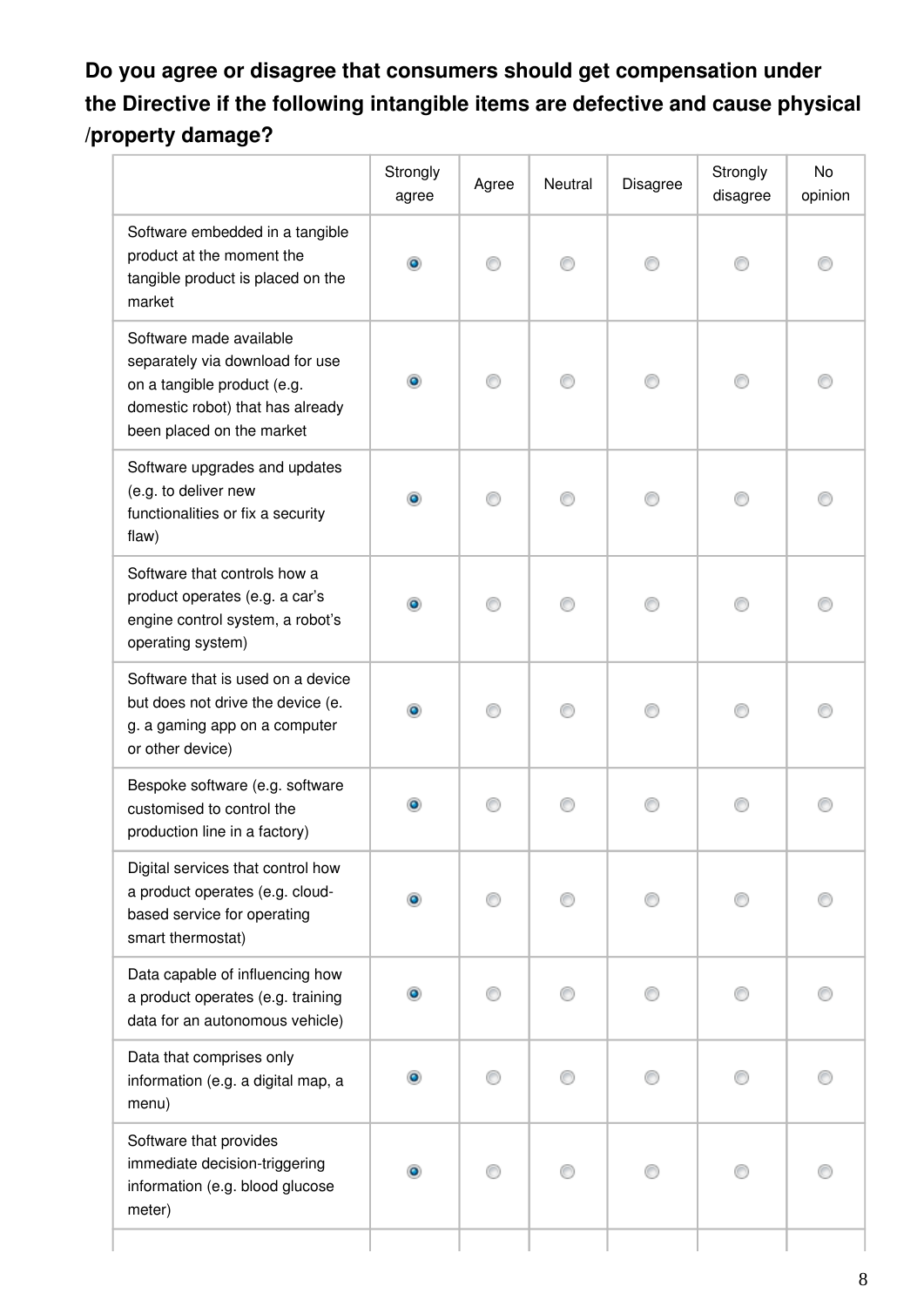**Do you agree or disagree that consumers should get compensation under the Directive if the following intangible items are defective and cause physical /property damage?**

| | Strongly agree | Agree | Neutral | Disagree | Strongly disagree | No opinion |
|---|---|---|---|---|---|---|
| Software embedded in a tangible product at the moment the tangible product is placed on the market | ◉ | ○ | ○ | ○ | ○ | ○ |
| Software made available separately via download for use on a tangible product (e.g. domestic robot) that has already been placed on the market | ◉ | ○ | ○ | ○ | ○ | ○ |
| Software upgrades and updates (e.g. to deliver new functionalities or fix a security flaw) | ◉ | ○ | ○ | ○ | ○ | ○ |
| Software that controls how a product operates (e.g. a car's engine control system, a robot's operating system) | ◉ | ○ | ○ | ○ | ○ | ○ |
| Software that is used on a device but does not drive the device (e. g. a gaming app on a computer or other device) | ◉ | ○ | ○ | ○ | ○ | ○ |
| Bespoke software (e.g. software customised to control the production line in a factory) | ◉ | ○ | ○ | ○ | ○ | ○ |
| Digital services that control how a product operates (e.g. cloud-based service for operating smart thermostat) | ◉ | ○ | ○ | ○ | ○ | ○ |
| Data capable of influencing how a product operates (e.g. training data for an autonomous vehicle) | ◉ | ○ | ○ | ○ | ○ | ○ |
| Data that comprises only information (e.g. a digital map, a menu) | ◉ | ○ | ○ | ○ | ○ | ○ |
| Software that provides immediate decision-triggering information (e.g. blood glucose meter) | ◉ | ○ | ○ | ○ | ○ | ○ |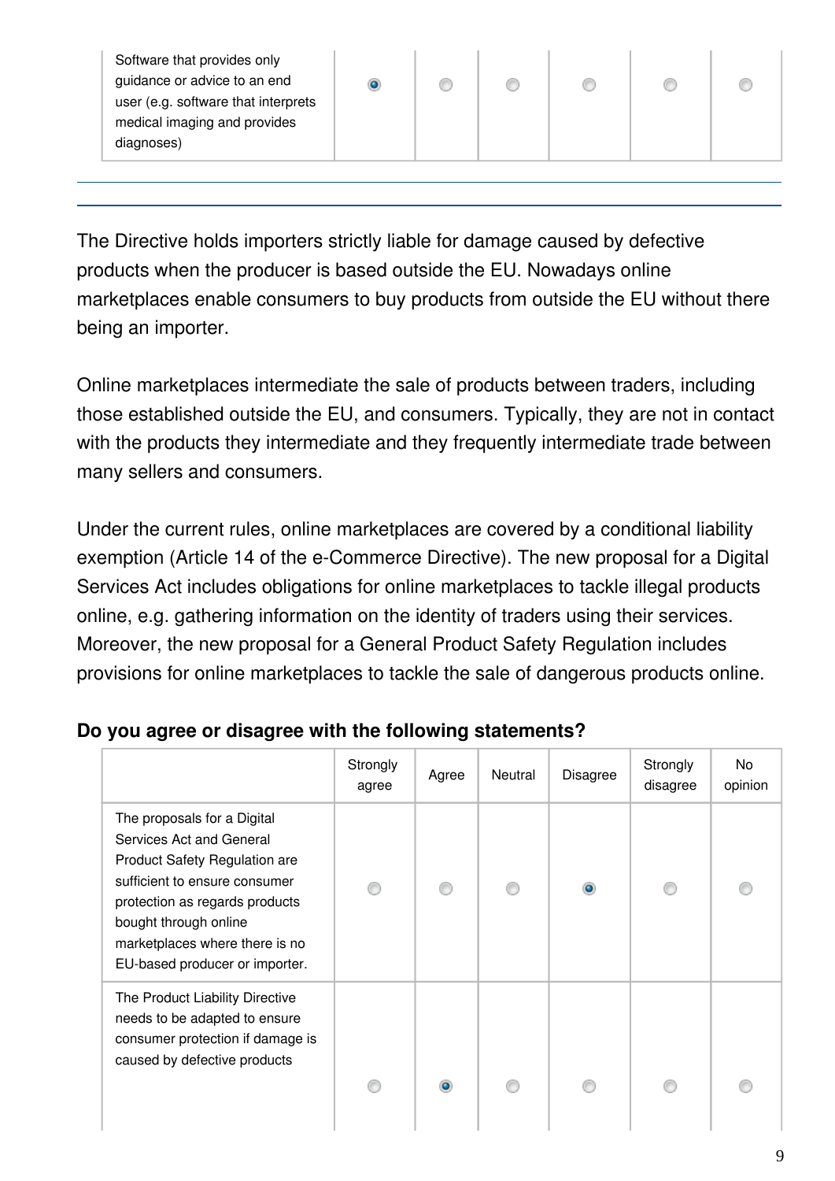| | Strongly agree | Agree | Neutral | Disagree | Strongly disagree | No opinion |
|---|---|---|---|---|---|---|
| Software that provides only guidance or advice to an end user (e.g. software that interprets medical imaging and provides diagnoses) | X | | | | | |

The Directive holds importers strictly liable for damage caused by defective products when the producer is based outside the EU. Nowadays online marketplaces enable consumers to buy products from outside the EU without there being an importer.

Online marketplaces intermediate the sale of products between traders, including those established outside the EU, and consumers. Typically, they are not in contact with the products they intermediate and they frequently intermediate trade between many sellers and consumers.

Under the current rules, online marketplaces are covered by a conditional liability exemption (Article 14 of the e-Commerce Directive). The new proposal for a Digital Services Act includes obligations for online marketplaces to tackle illegal products online, e.g. gathering information on the identity of traders using their services. Moreover, the new proposal for a General Product Safety Regulation includes provisions for online marketplaces to tackle the sale of dangerous products online.

**Do you agree or disagree with the following statements?**

| | Strongly agree | Agree | Neutral | Disagree | Strongly disagree | No opinion |
|---|---|---|---|---|---|---|
| The proposals for a Digital Services Act and General Product Safety Regulation are sufficient to ensure consumer protection as regards products bought through online marketplaces where there is no EU-based producer or importer. | | | | X | | |
| The Product Liability Directive needs to be adapted to ensure consumer protection if damage is caused by defective products | | X | | | | |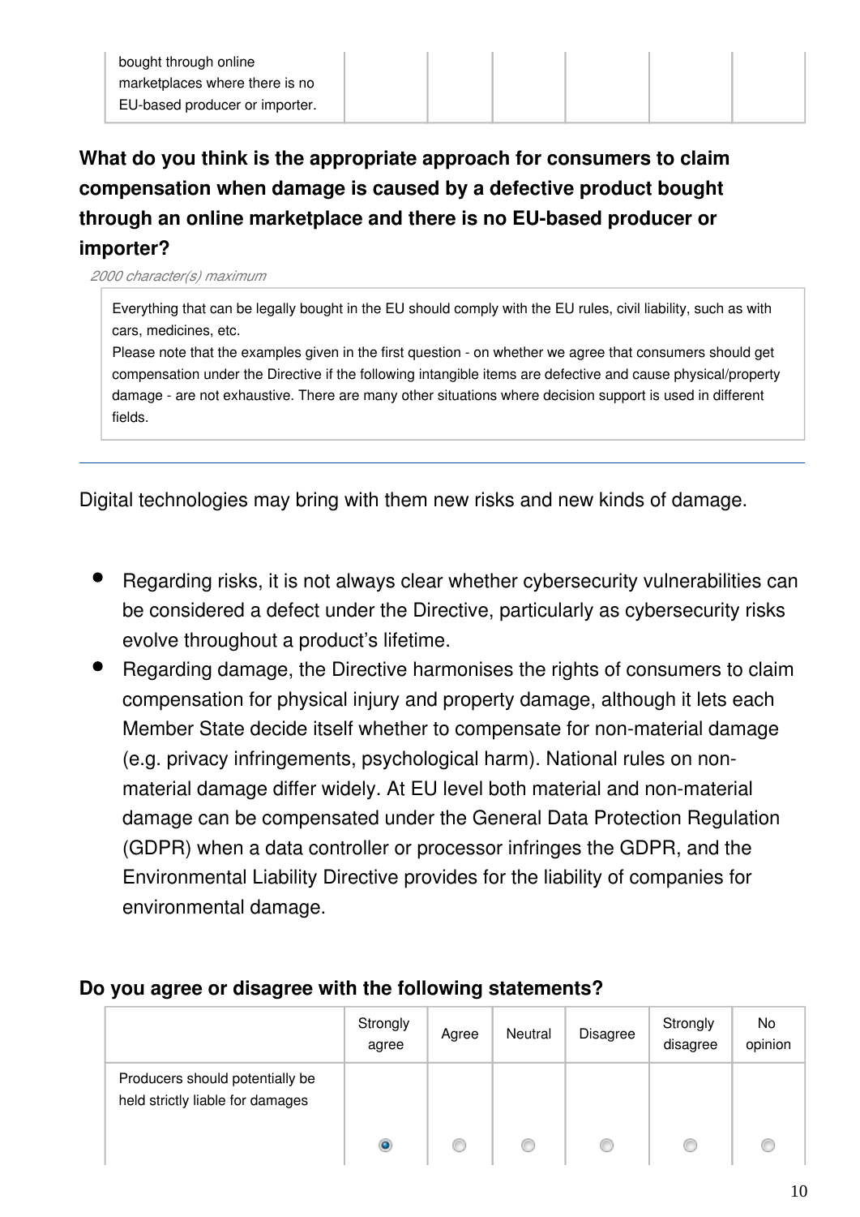| | Strongly agree | Agree | Neutral | Disagree | Strongly disagree | No opinion |
|---|---|---|---|---|---|---|
| bought through online marketplaces where there is no EU-based producer or importer. | | | | | | |

**What do you think is the appropriate approach for consumers to claim compensation when damage is caused by a defective product bought through an online marketplace and there is no EU-based producer or importer?**

*2000 character(s) maximum*

Everything that can be legally bought in the EU should comply with the EU rules, civil liability, such as with cars, medicines, etc.
Please note that the examples given in the first question - on whether we agree that consumers should get compensation under the Directive if the following intangible items are defective and cause physical/property damage - are not exhaustive. There are many other situations where decision support is used in different fields.

---

Digital technologies may bring with them new risks and new kinds of damage.

- Regarding risks, it is not always clear whether cybersecurity vulnerabilities can be considered a defect under the Directive, particularly as cybersecurity risks evolve throughout a product's lifetime.
- Regarding damage, the Directive harmonises the rights of consumers to claim compensation for physical injury and property damage, although it lets each Member State decide itself whether to compensate for non-material damage (e.g. privacy infringements, psychological harm). National rules on non-material damage differ widely. At EU level both material and non-material damage can be compensated under the General Data Protection Regulation (GDPR) when a data controller or processor infringes the GDPR, and the Environmental Liability Directive provides for the liability of companies for environmental damage.

**Do you agree or disagree with the following statements?**

| | Strongly agree | Agree | Neutral | Disagree | Strongly disagree | No opinion |
|---|---|---|---|---|---|---|
| Producers should potentially be held strictly liable for damages | ◉ | ○ | ○ | ○ | ○ | ○ |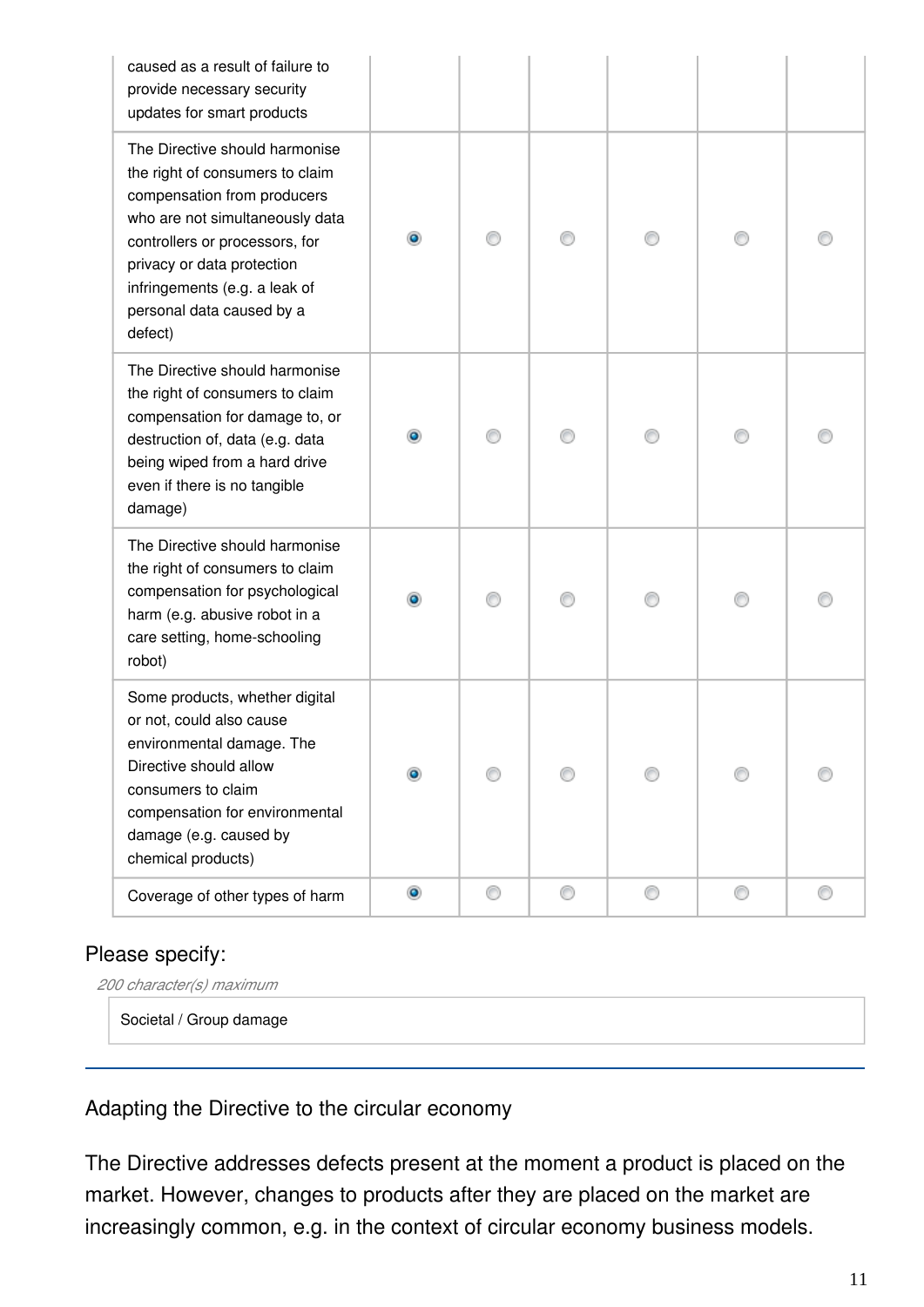| | | | | | | |
|---|---|---|---|---|---|---|
| caused as a result of failure to provide necessary security updates for smart products | | | | | | |
| The Directive should harmonise the right of consumers to claim compensation from producers who are not simultaneously data controllers or processors, for privacy or data protection infringements (e.g. a leak of personal data caused by a defect) | ◉ | ○ | ○ | ○ | ○ | ○ |
| The Directive should harmonise the right of consumers to claim compensation for damage to, or destruction of, data (e.g. data being wiped from a hard drive even if there is no tangible damage) | ◉ | ○ | ○ | ○ | ○ | ○ |
| The Directive should harmonise the right of consumers to claim compensation for psychological harm (e.g. abusive robot in a care setting, home-schooling robot) | ◉ | ○ | ○ | ○ | ○ | ○ |
| Some products, whether digital or not, could also cause environmental damage. The Directive should allow consumers to claim compensation for environmental damage (e.g. caused by chemical products) | ◉ | ○ | ○ | ○ | ○ | ○ |
| Coverage of other types of harm | ◉ | ○ | ○ | ○ | ○ | ○ |

Please specify:

*200 character(s) maximum*

Societal / Group damage

---

Adapting the Directive to the circular economy

The Directive addresses defects present at the moment a product is placed on the market. However, changes to products after they are placed on the market are increasingly common, e.g. in the context of circular economy business models.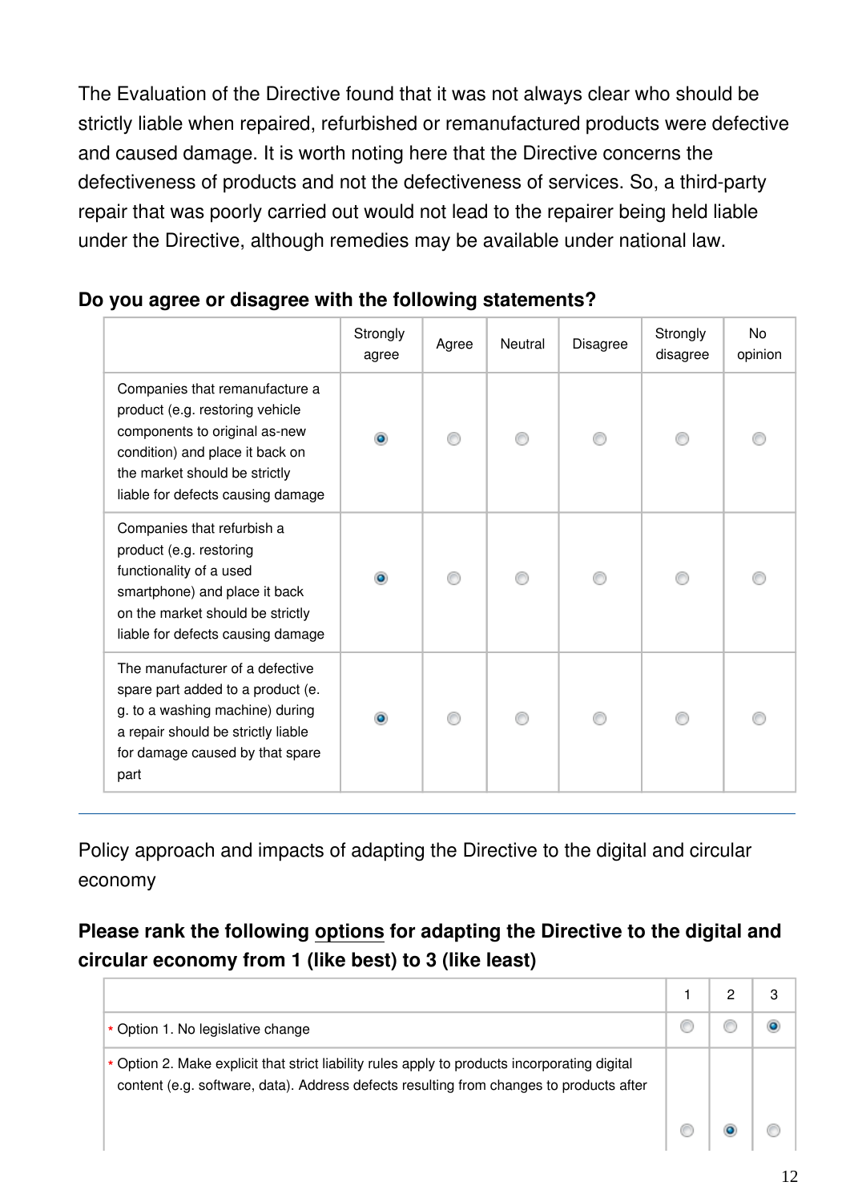The Evaluation of the Directive found that it was not always clear who should be strictly liable when repaired, refurbished or remanufactured products were defective and caused damage. It is worth noting here that the Directive concerns the defectiveness of products and not the defectiveness of services. So, a third-party repair that was poorly carried out would not lead to the repairer being held liable under the Directive, although remedies may be available under national law.

**Do you agree or disagree with the following statements?**

| | Strongly agree | Agree | Neutral | Disagree | Strongly disagree | No opinion |
|---|---|---|---|---|---|---|
| Companies that remanufacture a product (e.g. restoring vehicle components to original as-new condition) and place it back on the market should be strictly liable for defects causing damage | ◉ | ○ | ○ | ○ | ○ | ○ |
| Companies that refurbish a product (e.g. restoring functionality of a used smartphone) and place it back on the market should be strictly liable for defects causing damage | ◉ | ○ | ○ | ○ | ○ | ○ |
| The manufacturer of a defective spare part added to a product (e.g. to a washing machine) during a repair should be strictly liable for damage caused by that spare part | ◉ | ○ | ○ | ○ | ○ | ○ |

---

Policy approach and impacts of adapting the Directive to the digital and circular economy

**Please rank the following options for adapting the Directive to the digital and circular economy from 1 (like best) to 3 (like least)**

| | 1 | 2 | 3 |
|---|---|---|---|
| * Option 1. No legislative change | ○ | ○ | ◉ |
| * Option 2. Make explicit that strict liability rules apply to products incorporating digital content (e.g. software, data). Address defects resulting from changes to products after | ○ | ◉ | ○ |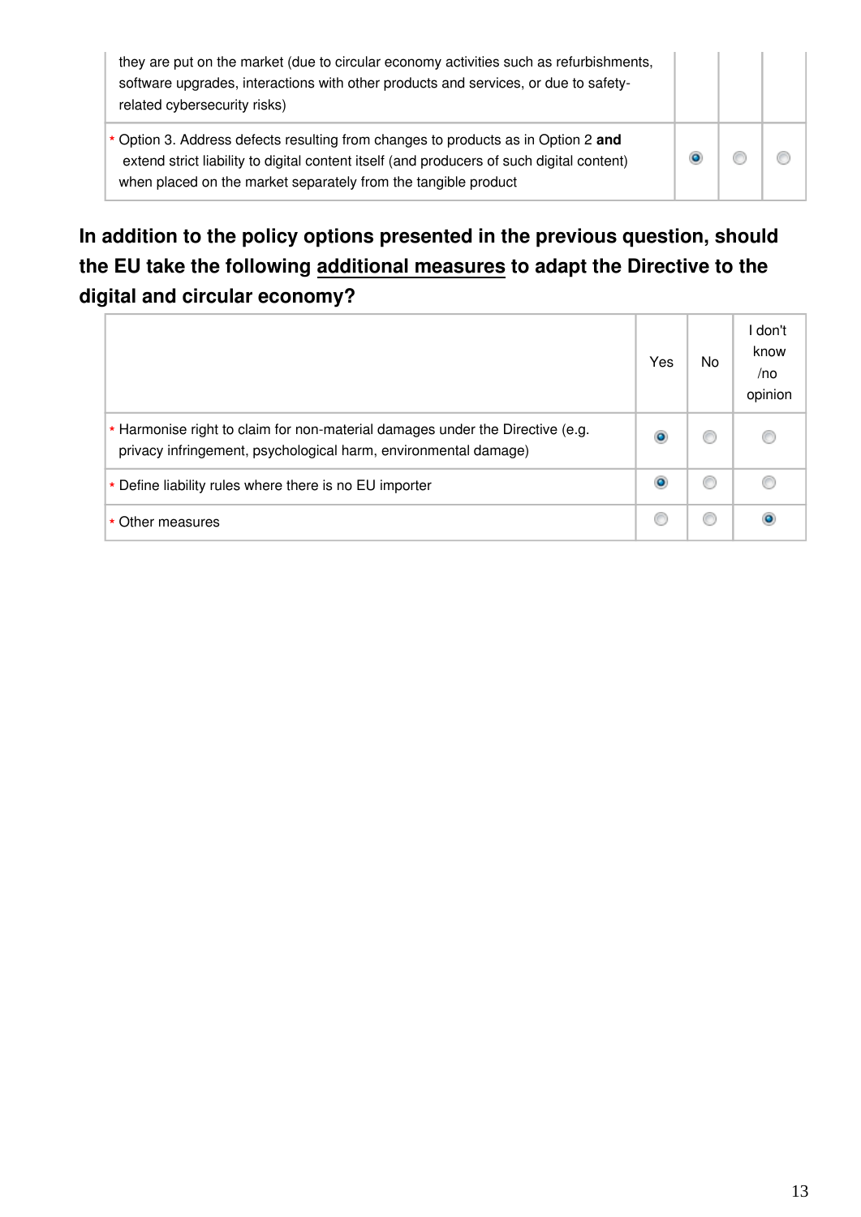| | | | |
|---|---|---|---|
| they are put on the market (due to circular economy activities such as refurbishments, software upgrades, interactions with other products and services, or due to safety-related cybersecurity risks) | | | |
| * Option 3. Address defects resulting from changes to products as in Option 2 **and** extend strict liability to digital content itself (and producers of such digital content) when placed on the market separately from the tangible product | ◉ | ○ | ○ |

## In addition to the policy options presented in the previous question, should the EU take the following additional measures to adapt the Directive to the digital and circular economy?

| | Yes | No | I don't know /no opinion |
|---|---|---|---|
| * Harmonise right to claim for non-material damages under the Directive (e.g. privacy infringement, psychological harm, environmental damage) | ◉ | ○ | ○ |
| * Define liability rules where there is no EU importer | ◉ | ○ | ○ |
| * Other measures | ○ | ○ | ◉ |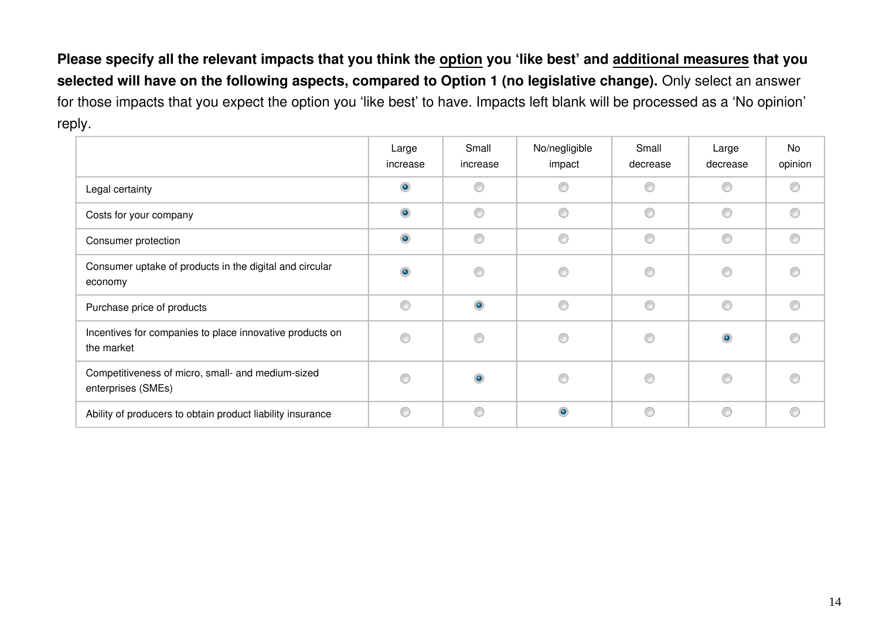**Please specify all the relevant impacts that you think the <u>option</u> you 'like best' and <u>additional measures</u> that you selected will have on the following aspects, compared to Option 1 (no legislative change).** Only select an answer for those impacts that you expect the option you 'like best' to have. Impacts left blank will be processed as a 'No opinion' reply.

| | Large increase | Small increase | No/negligible impact | Small decrease | Large decrease | No opinion |
|---|---|---|---|---|---|---|
| Legal certainty | ◉ | ○ | ○ | ○ | ○ | ○ |
| Costs for your company | ◉ | ○ | ○ | ○ | ○ | ○ |
| Consumer protection | ◉ | ○ | ○ | ○ | ○ | ○ |
| Consumer uptake of products in the digital and circular economy | ◉ | ○ | ○ | ○ | ○ | ○ |
| Purchase price of products | ○ | ◉ | ○ | ○ | ○ | ○ |
| Incentives for companies to place innovative products on the market | ○ | ○ | ○ | ○ | ◉ | ○ |
| Competitiveness of micro, small- and medium-sized enterprises (SMEs) | ○ | ◉ | ○ | ○ | ○ | ○ |
| Ability of producers to obtain product liability insurance | ○ | ○ | ◉ | ○ | ○ | ○ |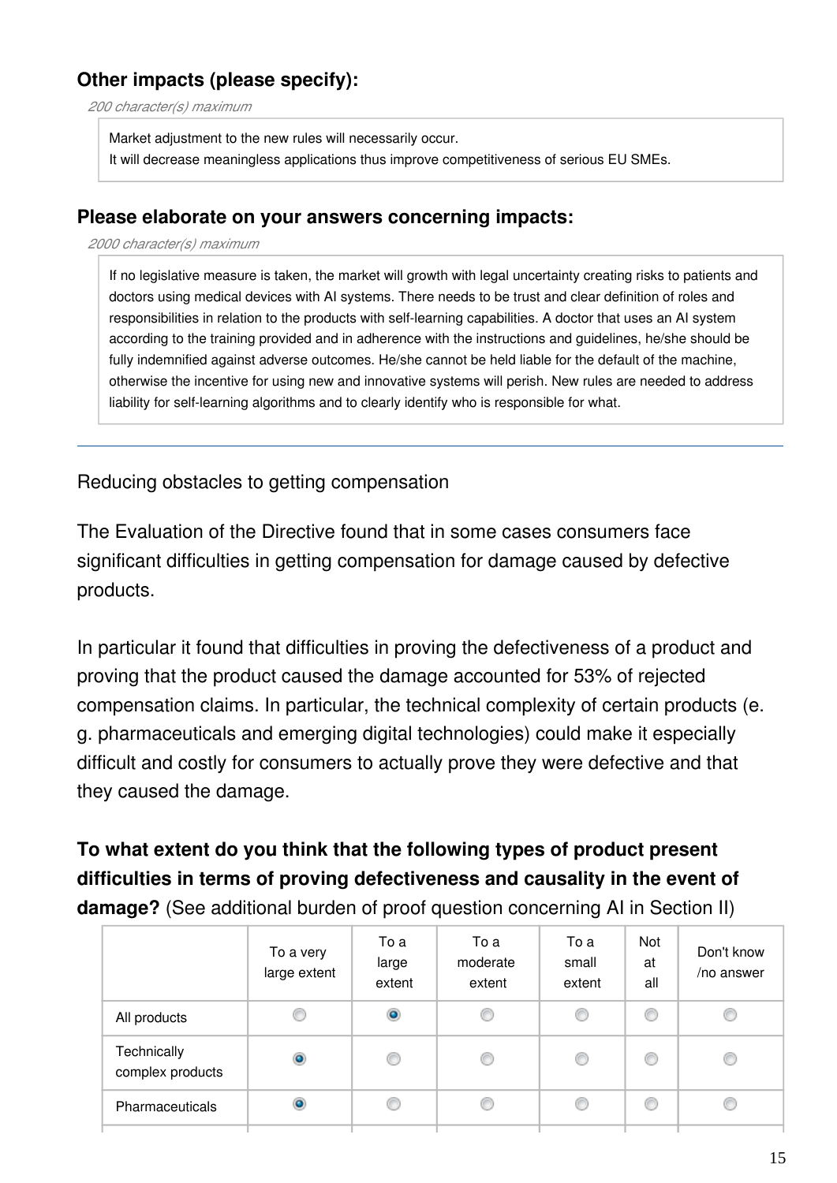### Other impacts (please specify):

*200 character(s) maximum*

Market adjustment to the new rules will necessarily occur.
It will decrease meaningless applications thus improve competitiveness of serious EU SMEs.

### Please elaborate on your answers concerning impacts:

*2000 character(s) maximum*

If no legislative measure is taken, the market will growth with legal uncertainty creating risks to patients and doctors using medical devices with AI systems. There needs to be trust and clear definition of roles and responsibilities in relation to the products with self-learning capabilities. A doctor that uses an AI system according to the training provided and in adherence with the instructions and guidelines, he/she should be fully indemnified against adverse outcomes. He/she cannot be held liable for the default of the machine, otherwise the incentive for using new and innovative systems will perish. New rules are needed to address liability for self-learning algorithms and to clearly identify who is responsible for what.

---

Reducing obstacles to getting compensation

The Evaluation of the Directive found that in some cases consumers face significant difficulties in getting compensation for damage caused by defective products.

In particular it found that difficulties in proving the defectiveness of a product and proving that the product caused the damage accounted for 53% of rejected compensation claims. In particular, the technical complexity of certain products (e.g. pharmaceuticals and emerging digital technologies) could make it especially difficult and costly for consumers to actually prove they were defective and that they caused the damage.

**To what extent do you think that the following types of product present difficulties in terms of proving defectiveness and causality in the event of damage?** (See additional burden of proof question concerning AI in Section II)

| | To a very large extent | To a large extent | To a moderate extent | To a small extent | Not at all | Don't know /no answer |
|---|---|---|---|---|---|---|
| All products | | X | | | | |
| Technically complex products | X | | | | | |
| Pharmaceuticals | X | | | | | |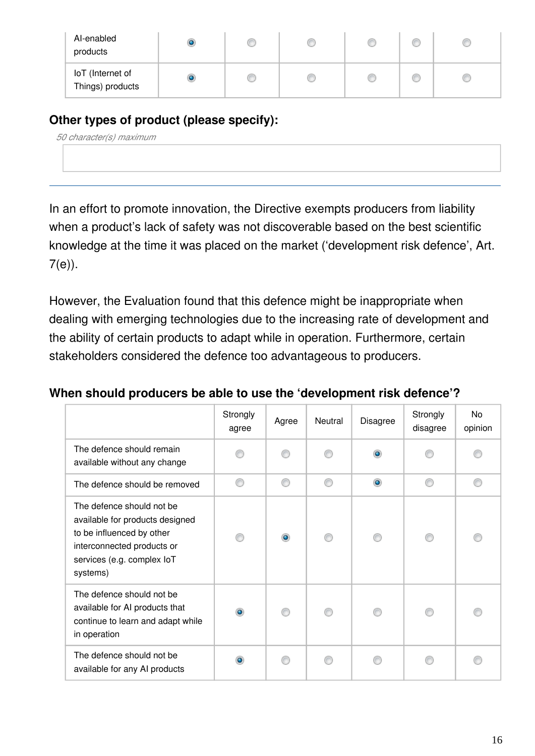| | | | | | | |
|---|---|---|---|---|---|---|
| AI-enabled products | ◉ | ◯ | ◯ | ◯ | ◯ | ◯ |
| IoT (Internet of Things) products | ◉ | ◯ | ◯ | ◯ | ◯ | ◯ |

**Other types of product (please specify):**

*50 character(s) maximum*

In an effort to promote innovation, the Directive exempts producers from liability when a product's lack of safety was not discoverable based on the best scientific knowledge at the time it was placed on the market ('development risk defence', Art. 7(e)).

However, the Evaluation found that this defence might be inappropriate when dealing with emerging technologies due to the increasing rate of development and the ability of certain products to adapt while in operation. Furthermore, certain stakeholders considered the defence too advantageous to producers.

**When should producers be able to use the 'development risk defence'?**

| | Strongly agree | Agree | Neutral | Disagree | Strongly disagree | No opinion |
|---|---|---|---|---|---|---|
| The defence should remain available without any change | ◯ | ◯ | ◯ | ◉ | ◯ | ◯ |
| The defence should be removed | ◯ | ◯ | ◯ | ◉ | ◯ | ◯ |
| The defence should not be available for products designed to be influenced by other interconnected products or services (e.g. complex IoT systems) | ◯ | ◉ | ◯ | ◯ | ◯ | ◯ |
| The defence should not be available for AI products that continue to learn and adapt while in operation | ◉ | ◯ | ◯ | ◯ | ◯ | ◯ |
| The defence should not be available for any AI products | ◉ | ◯ | ◯ | ◯ | ◯ | ◯ |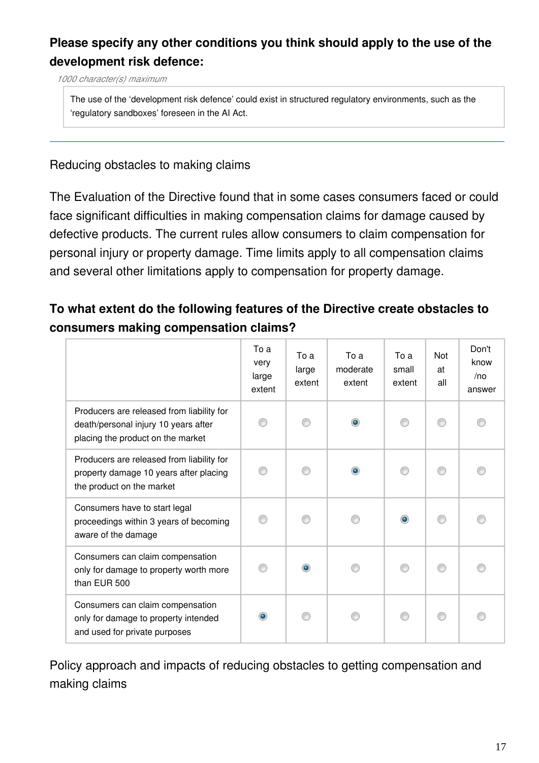**Please specify any other conditions you think should apply to the use of the development risk defence:**

*1000 character(s) maximum*

The use of the 'development risk defence' could exist in structured regulatory environments, such as the 'regulatory sandboxes' foreseen in the AI Act.

---

Reducing obstacles to making claims

The Evaluation of the Directive found that in some cases consumers faced or could face significant difficulties in making compensation claims for damage caused by defective products. The current rules allow consumers to claim compensation for personal injury or property damage. Time limits apply to all compensation claims and several other limitations apply to compensation for property damage.

**To what extent do the following features of the Directive create obstacles to consumers making compensation claims?**

| | To a very large extent | To a large extent | To a moderate extent | To a small extent | Not at all | Don't know /no answer |
|---|---|---|---|---|---|---|
| Producers are released from liability for death/personal injury 10 years after placing the product on the market | | | ◉ | | | |
| Producers are released from liability for property damage 10 years after placing the product on the market | | | ◉ | | | |
| Consumers have to start legal proceedings within 3 years of becoming aware of the damage | | | | ◉ | | |
| Consumers can claim compensation only for damage to property worth more than EUR 500 | | ◉ | | | | |
| Consumers can claim compensation only for damage to property intended and used for private purposes | ◉ | | | | | |

Policy approach and impacts of reducing obstacles to getting compensation and making claims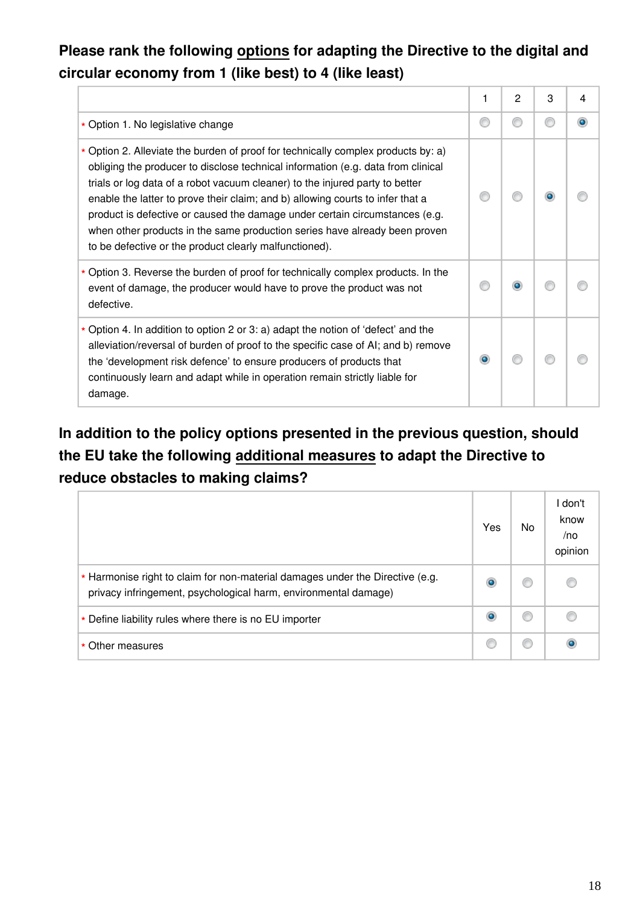**Please rank the following options for adapting the Directive to the digital and circular economy from 1 (like best) to 4 (like least)**

| | 1 | 2 | 3 | 4 |
|---|---|---|---|---|
| * Option 1. No legislative change | | | | X |
| * Option 2. Alleviate the burden of proof for technically complex products by: a) obliging the producer to disclose technical information (e.g. data from clinical trials or log data of a robot vacuum cleaner) to the injured party to better enable the latter to prove their claim; and b) allowing courts to infer that a product is defective or caused the damage under certain circumstances (e.g. when other products in the same production series have already been proven to be defective or the product clearly malfunctioned). | | | X | |
| * Option 3. Reverse the burden of proof for technically complex products. In the event of damage, the producer would have to prove the product was not defective. | | X | | |
| * Option 4. In addition to option 2 or 3: a) adapt the notion of 'defect' and the alleviation/reversal of burden of proof to the specific case of AI; and b) remove the 'development risk defence' to ensure producers of products that continuously learn and adapt while in operation remain strictly liable for damage. | X | | | |

**In addition to the policy options presented in the previous question, should the EU take the following additional measures to adapt the Directive to reduce obstacles to making claims?**

| | Yes | No | I don't know /no opinion |
|---|---|---|---|
| * Harmonise right to claim for non-material damages under the Directive (e.g. privacy infringement, psychological harm, environmental damage) | X | | |
| * Define liability rules where there is no EU importer | X | | |
| * Other measures | | | X |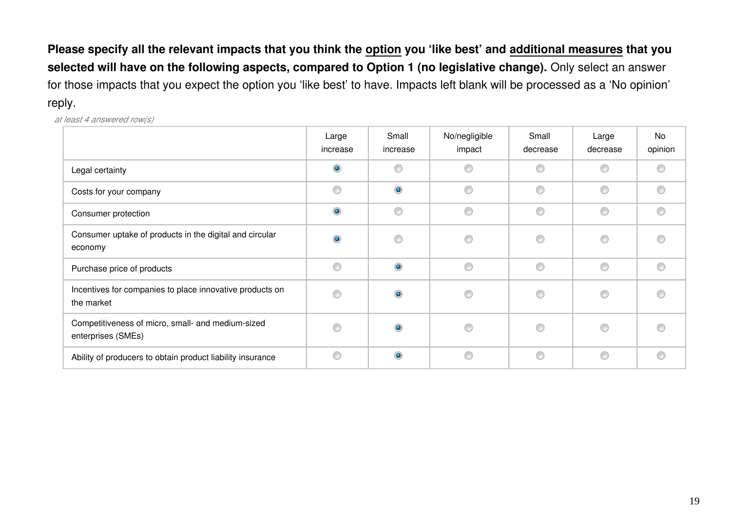**Please specify all the relevant impacts that you think the option you 'like best' and additional measures that you selected will have on the following aspects, compared to Option 1 (no legislative change).** Only select an answer for those impacts that you expect the option you 'like best' to have. Impacts left blank will be processed as a 'No opinion' reply.

*at least 4 answered row(s)*

| | Large increase | Small increase | No/negligible impact | Small decrease | Large decrease | No opinion |
|---|---|---|---|---|---|---|
| Legal certainty | ◉ | ○ | ○ | ○ | ○ | ○ |
| Costs for your company | ○ | ◉ | ○ | ○ | ○ | ○ |
| Consumer protection | ◉ | ○ | ○ | ○ | ○ | ○ |
| Consumer uptake of products in the digital and circular economy | ◉ | ○ | ○ | ○ | ○ | ○ |
| Purchase price of products | ○ | ◉ | ○ | ○ | ○ | ○ |
| Incentives for companies to place innovative products on the market | ○ | ◉ | ○ | ○ | ○ | ○ |
| Competitiveness of micro, small- and medium-sized enterprises (SMEs) | ○ | ◉ | ○ | ○ | ○ | ○ |
| Ability of producers to obtain product liability insurance | ○ | ◉ | ○ | ○ | ○ | ○ |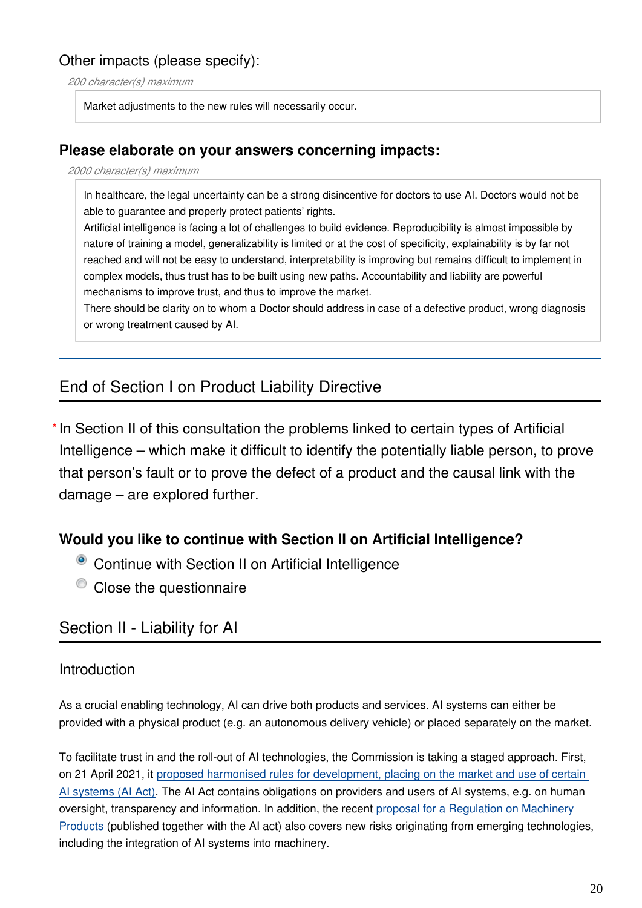Other impacts (please specify):

*200 character(s) maximum*

Market adjustments to the new rules will necessarily occur.

### Please elaborate on your answers concerning impacts:

*2000 character(s) maximum*

In healthcare, the legal uncertainty can be a strong disincentive for doctors to use AI. Doctors would not be able to guarantee and properly protect patients' rights.
Artificial intelligence is facing a lot of challenges to build evidence. Reproducibility is almost impossible by nature of training a model, generalizability is limited or at the cost of specificity, explainability is by far not reached and will not be easy to understand, interpretability is improving but remains difficult to implement in complex models, thus trust has to be built using new paths. Accountability and liability are powerful mechanisms to improve trust, and thus to improve the market.
There should be clarity on to whom a Doctor should address in case of a defective product, wrong diagnosis or wrong treatment caused by AI.

## End of Section I on Product Liability Directive

\* In Section II of this consultation the problems linked to certain types of Artificial Intelligence – which make it difficult to identify the potentially liable person, to prove that person's fault or to prove the defect of a product and the causal link with the damage – are explored further.

### Would you like to continue with Section II on Artificial Intelligence?

- (x) Continue with Section II on Artificial Intelligence
- ( ) Close the questionnaire

## Section II - Liability for AI

### Introduction

As a crucial enabling technology, AI can drive both products and services. AI systems can either be provided with a physical product (e.g. an autonomous delivery vehicle) or placed separately on the market.

To facilitate trust in and the roll-out of AI technologies, the Commission is taking a staged approach. First, on 21 April 2021, it proposed harmonised rules for development, placing on the market and use of certain AI systems (AI Act). The AI Act contains obligations on providers and users of AI systems, e.g. on human oversight, transparency and information. In addition, the recent proposal for a Regulation on Machinery Products (published together with the AI act) also covers new risks originating from emerging technologies, including the integration of AI systems into machinery.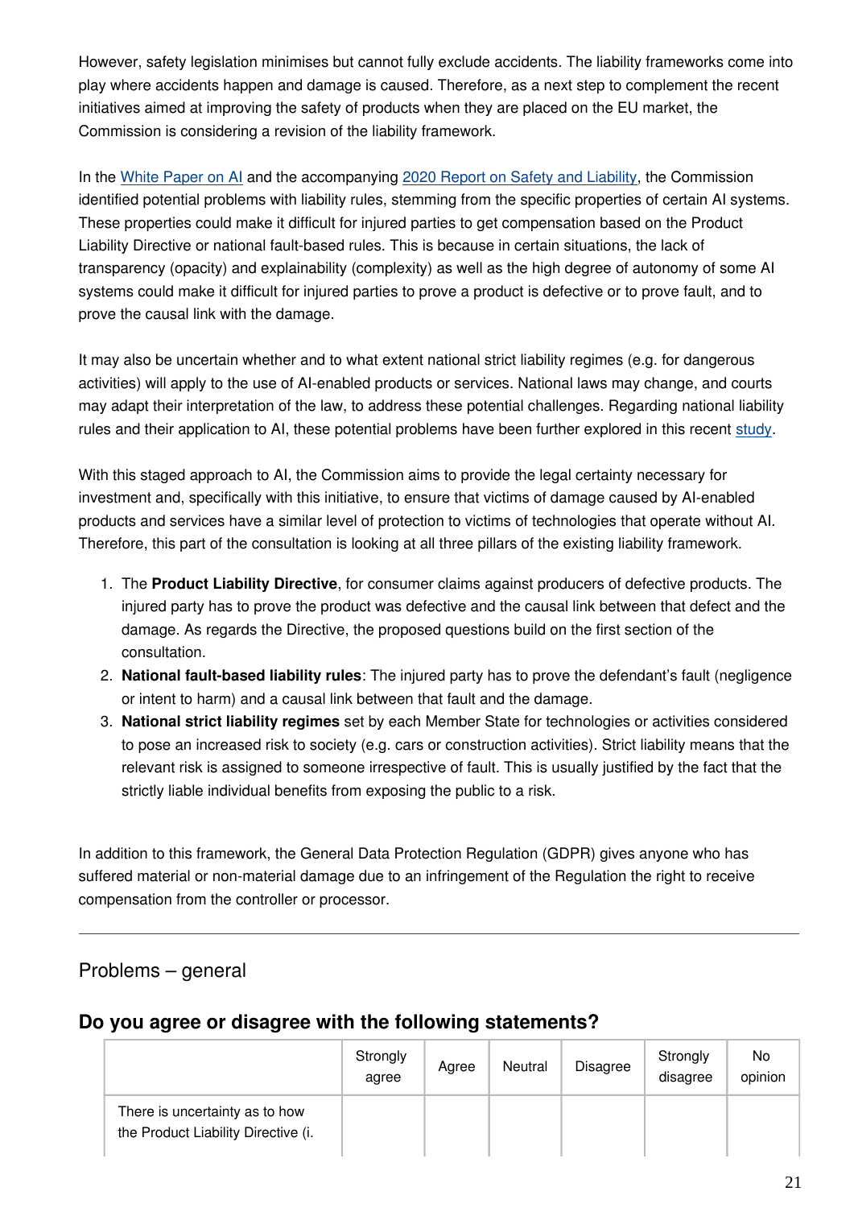However, safety legislation minimises but cannot fully exclude accidents. The liability frameworks come into play where accidents happen and damage is caused. Therefore, as a next step to complement the recent initiatives aimed at improving the safety of products when they are placed on the EU market, the Commission is considering a revision of the liability framework.

In the White Paper on AI and the accompanying 2020 Report on Safety and Liability, the Commission identified potential problems with liability rules, stemming from the specific properties of certain AI systems. These properties could make it difficult for injured parties to get compensation based on the Product Liability Directive or national fault-based rules. This is because in certain situations, the lack of transparency (opacity) and explainability (complexity) as well as the high degree of autonomy of some AI systems could make it difficult for injured parties to prove a product is defective or to prove fault, and to prove the causal link with the damage.

It may also be uncertain whether and to what extent national strict liability regimes (e.g. for dangerous activities) will apply to the use of AI-enabled products or services. National laws may change, and courts may adapt their interpretation of the law, to address these potential challenges. Regarding national liability rules and their application to AI, these potential problems have been further explored in this recent study.

With this staged approach to AI, the Commission aims to provide the legal certainty necessary for investment and, specifically with this initiative, to ensure that victims of damage caused by AI-enabled products and services have a similar level of protection to victims of technologies that operate without AI. Therefore, this part of the consultation is looking at all three pillars of the existing liability framework.

1. The **Product Liability Directive**, for consumer claims against producers of defective products. The injured party has to prove the product was defective and the causal link between that defect and the damage. As regards the Directive, the proposed questions build on the first section of the consultation.
2. **National fault-based liability rules**: The injured party has to prove the defendant's fault (negligence or intent to harm) and a causal link between that fault and the damage.
3. **National strict liability regimes** set by each Member State for technologies or activities considered to pose an increased risk to society (e.g. cars or construction activities). Strict liability means that the relevant risk is assigned to someone irrespective of fault. This is usually justified by the fact that the strictly liable individual benefits from exposing the public to a risk.

In addition to this framework, the General Data Protection Regulation (GDPR) gives anyone who has suffered material or non-material damage due to an infringement of the Regulation the right to receive compensation from the controller or processor.

---

## Problems – general

### Do you agree or disagree with the following statements?

| | Strongly agree | Agree | Neutral | Disagree | Strongly disagree | No opinion |
|---|---|---|---|---|---|---|
| There is uncertainty as to how the Product Liability Directive (i. | | | | | | |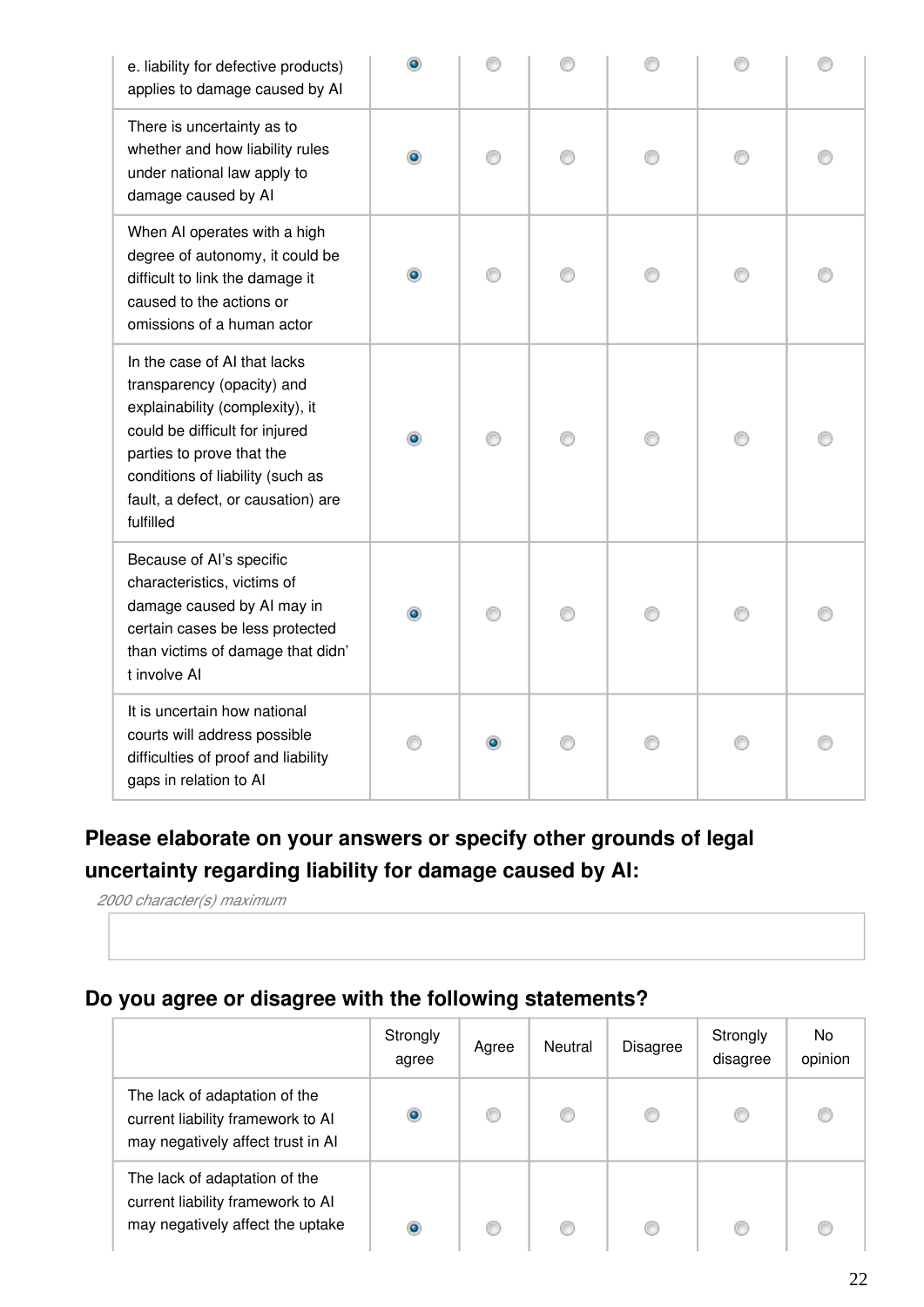| | Strongly agree | Agree | Neutral | Disagree | Strongly disagree | No opinion |
|---|---|---|---|---|---|---|
| e. liability for defective products) applies to damage caused by AI | X | | | | | |
| There is uncertainty as to whether and how liability rules under national law apply to damage caused by AI | X | | | | | |
| When AI operates with a high degree of autonomy, it could be difficult to link the damage it caused to the actions or omissions of a human actor | X | | | | | |
| In the case of AI that lacks transparency (opacity) and explainability (complexity), it could be difficult for injured parties to prove that the conditions of liability (such as fault, a defect, or causation) are fulfilled | X | | | | | |
| Because of AI's specific characteristics, victims of damage caused by AI may in certain cases be less protected than victims of damage that didn't involve AI | X | | | | | |
| It is uncertain how national courts will address possible difficulties of proof and liability gaps in relation to AI | | X | | | | |

## Please elaborate on your answers or specify other grounds of legal uncertainty regarding liability for damage caused by AI:

*2000 character(s) maximum*

## Do you agree or disagree with the following statements?

| | Strongly agree | Agree | Neutral | Disagree | Strongly disagree | No opinion |
|---|---|---|---|---|---|---|
| The lack of adaptation of the current liability framework to AI may negatively affect trust in AI | X | | | | | |
| The lack of adaptation of the current liability framework to AI may negatively affect the uptake | X | | | | | |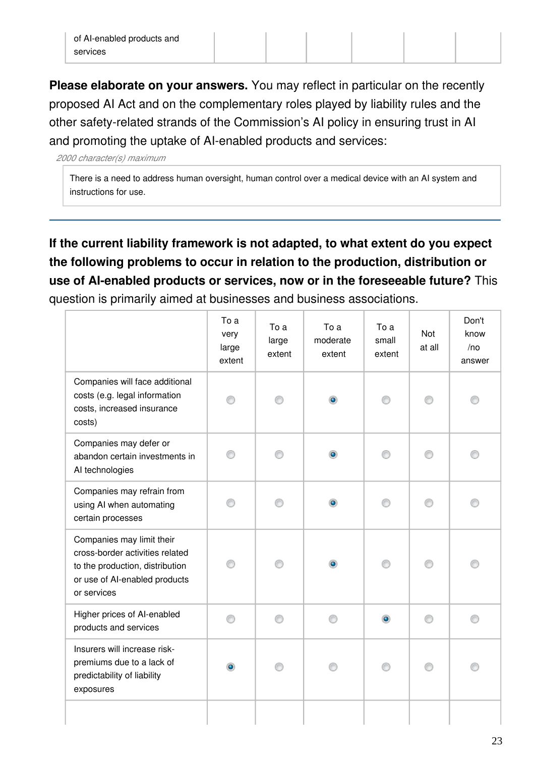| | | | | | | |
|---|---|---|---|---|---|---|
| of AI-enabled products and services | | | | | | |

**Please elaborate on your answers.** You may reflect in particular on the recently proposed AI Act and on the complementary roles played by liability rules and the other safety-related strands of the Commission's AI policy in ensuring trust in AI and promoting the uptake of AI-enabled products and services:

*2000 character(s) maximum*

There is a need to address human oversight, human control over a medical device with an AI system and instructions for use.

---

**If the current liability framework is not adapted, to what extent do you expect the following problems to occur in relation to the production, distribution or use of AI-enabled products or services, now or in the foreseeable future?** This question is primarily aimed at businesses and business associations.

| | To a very large extent | To a large extent | To a moderate extent | To a small extent | Not at all | Don't know /no answer |
|---|---|---|---|---|---|---|
| Companies will face additional costs (e.g. legal information costs, increased insurance costs) | ○ | ○ | ● | ○ | ○ | ○ |
| Companies may defer or abandon certain investments in AI technologies | ○ | ○ | ● | ○ | ○ | ○ |
| Companies may refrain from using AI when automating certain processes | ○ | ○ | ● | ○ | ○ | ○ |
| Companies may limit their cross-border activities related to the production, distribution or use of AI-enabled products or services | ○ | ○ | ● | ○ | ○ | ○ |
| Higher prices of AI-enabled products and services | ○ | ○ | ○ | ● | ○ | ○ |
| Insurers will increase risk-premiums due to a lack of predictability of liability exposures | ● | ○ | ○ | ○ | ○ | ○ |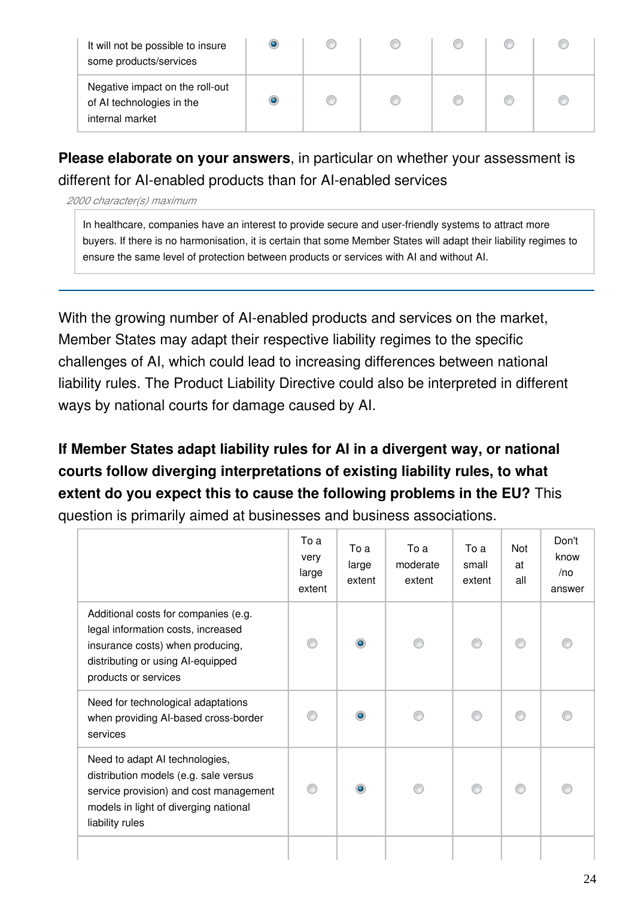| | | | | | | |
|---|---|---|---|---|---|---|
| It will not be possible to insure some products/services | ◉ | ◯ | ◯ | ◯ | ◯ | ◯ |
| Negative impact on the roll-out of AI technologies in the internal market | ◉ | ◯ | ◯ | ◯ | ◯ | ◯ |

**Please elaborate on your answers**, in particular on whether your assessment is different for AI-enabled products than for AI-enabled services

*2000 character(s) maximum*

In healthcare, companies have an interest to provide secure and user-friendly systems to attract more buyers. If there is no harmonisation, it is certain that some Member States will adapt their liability regimes to ensure the same level of protection between products or services with AI and without AI.

---

With the growing number of AI-enabled products and services on the market, Member States may adapt their respective liability regimes to the specific challenges of AI, which could lead to increasing differences between national liability rules. The Product Liability Directive could also be interpreted in different ways by national courts for damage caused by AI.

**If Member States adapt liability rules for AI in a divergent way, or national courts follow diverging interpretations of existing liability rules, to what extent do you expect this to cause the following problems in the EU?** This question is primarily aimed at businesses and business associations.

| | To a very large extent | To a large extent | To a moderate extent | To a small extent | Not at all | Don't know /no answer |
|---|---|---|---|---|---|---|
| Additional costs for companies (e.g. legal information costs, increased insurance costs) when producing, distributing or using AI-equipped products or services | ◯ | ◉ | ◯ | ◯ | ◯ | ◯ |
| Need for technological adaptations when providing AI-based cross-border services | ◯ | ◉ | ◯ | ◯ | ◯ | ◯ |
| Need to adapt AI technologies, distribution models (e.g. sale versus service provision) and cost management models in light of diverging national liability rules | ◯ | ◉ | ◯ | ◯ | ◯ | ◯ |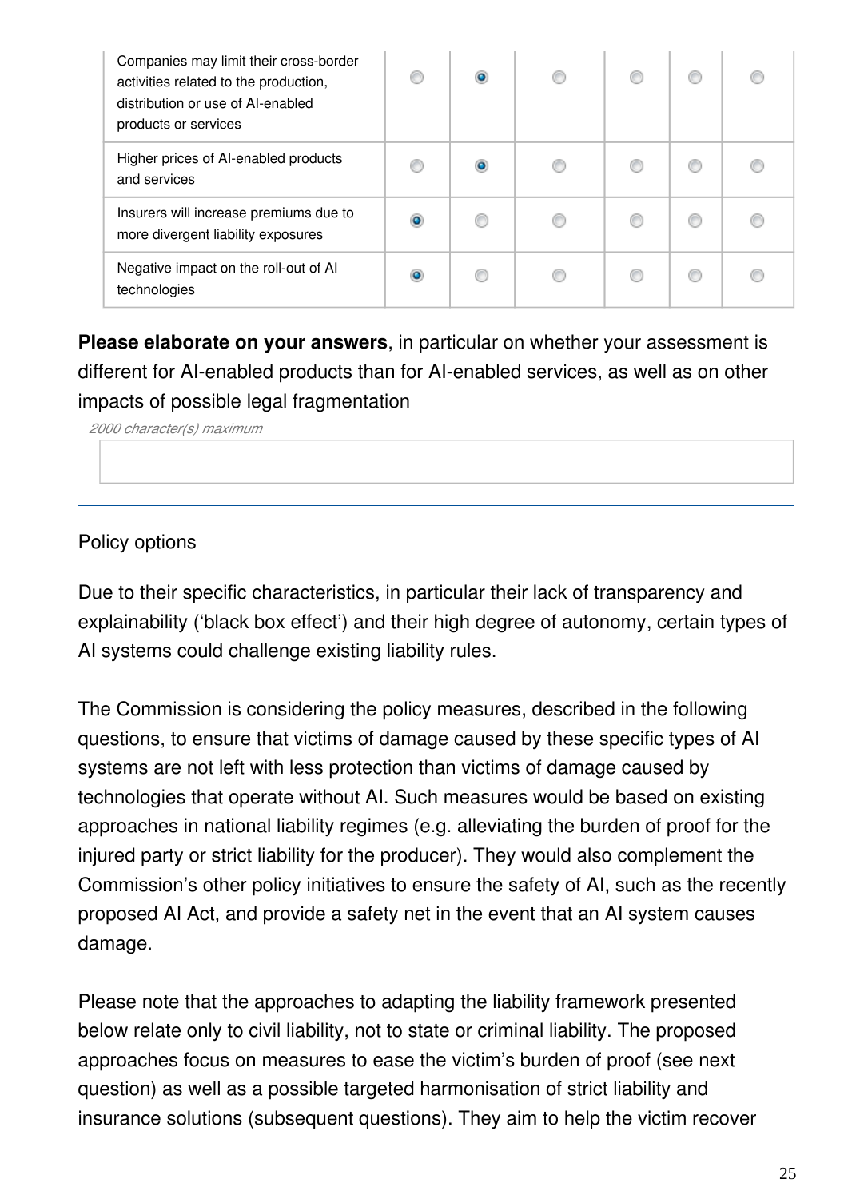| | | | | | | |
|---|---|---|---|---|---|---|
| Companies may limit their cross-border activities related to the production, distribution or use of AI-enabled products or services | ○ | ● | ○ | ○ | ○ | ○ |
| Higher prices of AI-enabled products and services | ○ | ● | ○ | ○ | ○ | ○ |
| Insurers will increase premiums due to more divergent liability exposures | ● | ○ | ○ | ○ | ○ | ○ |
| Negative impact on the roll-out of AI technologies | ● | ○ | ○ | ○ | ○ | ○ |

**Please elaborate on your answers**, in particular on whether your assessment is different for AI-enabled products than for AI-enabled services, as well as on other impacts of possible legal fragmentation

*2000 character(s) maximum*

Policy options

Due to their specific characteristics, in particular their lack of transparency and explainability ('black box effect') and their high degree of autonomy, certain types of AI systems could challenge existing liability rules.

The Commission is considering the policy measures, described in the following questions, to ensure that victims of damage caused by these specific types of AI systems are not left with less protection than victims of damage caused by technologies that operate without AI. Such measures would be based on existing approaches in national liability regimes (e.g. alleviating the burden of proof for the injured party or strict liability for the producer). They would also complement the Commission's other policy initiatives to ensure the safety of AI, such as the recently proposed AI Act, and provide a safety net in the event that an AI system causes damage.

Please note that the approaches to adapting the liability framework presented below relate only to civil liability, not to state or criminal liability. The proposed approaches focus on measures to ease the victim's burden of proof (see next question) as well as a possible targeted harmonisation of strict liability and insurance solutions (subsequent questions). They aim to help the victim recover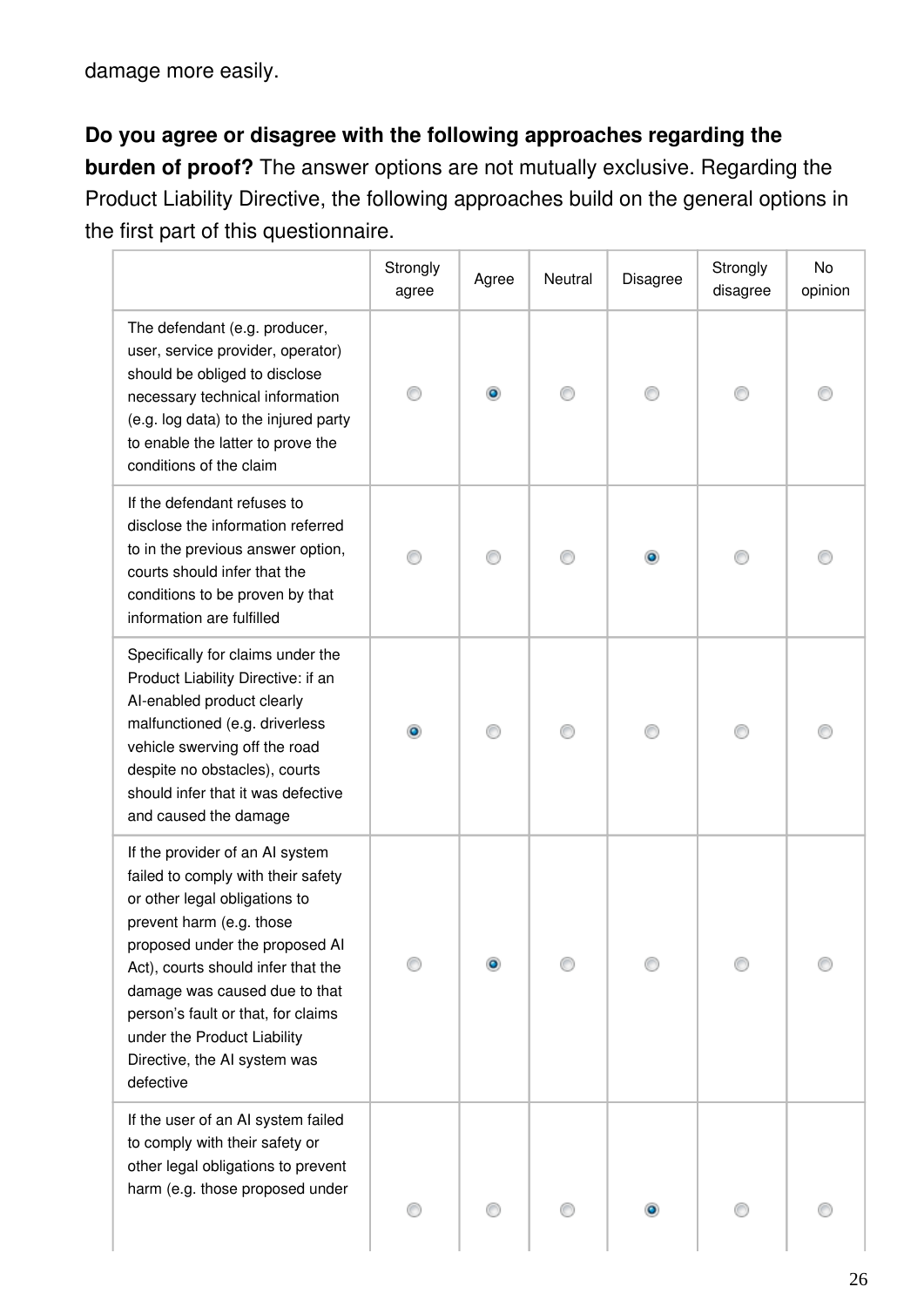damage more easily.

**Do you agree or disagree with the following approaches regarding the burden of proof?** The answer options are not mutually exclusive. Regarding the Product Liability Directive, the following approaches build on the general options in the first part of this questionnaire.

| | Strongly agree | Agree | Neutral | Disagree | Strongly disagree | No opinion |
|---|---|---|---|---|---|---|
| The defendant (e.g. producer, user, service provider, operator) should be obliged to disclose necessary technical information (e.g. log data) to the injured party to enable the latter to prove the conditions of the claim | | X | | | | |
| If the defendant refuses to disclose the information referred to in the previous answer option, courts should infer that the conditions to be proven by that information are fulfilled | | | | X | | |
| Specifically for claims under the Product Liability Directive: if an AI-enabled product clearly malfunctioned (e.g. driverless vehicle swerving off the road despite no obstacles), courts should infer that it was defective and caused the damage | X | | | | | |
| If the provider of an AI system failed to comply with their safety or other legal obligations to prevent harm (e.g. those proposed under the proposed AI Act), courts should infer that the damage was caused due to that person's fault or that, for claims under the Product Liability Directive, the AI system was defective | | X | | | | |
| If the user of an AI system failed to comply with their safety or other legal obligations to prevent harm (e.g. those proposed under | | | | X | | |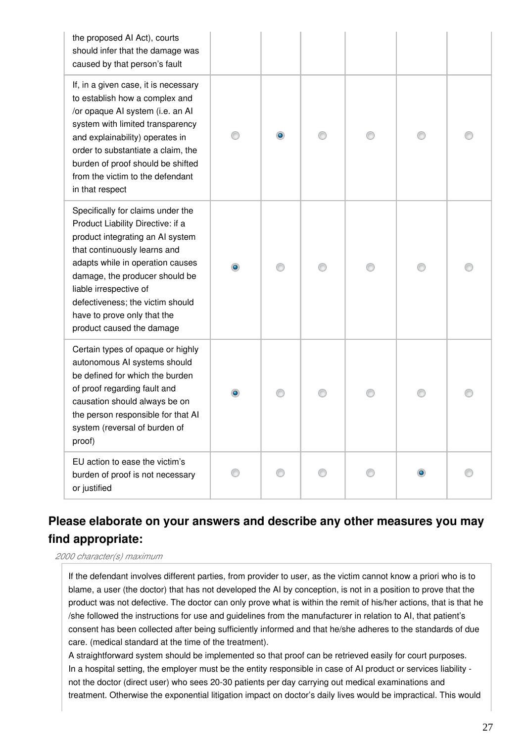| | | | | | | |
|---|---|---|---|---|---|---|
| the proposed AI Act), courts should infer that the damage was caused by that person's fault | | | | | | |
| If, in a given case, it is necessary to establish how a complex and /or opaque AI system (i.e. an AI system with limited transparency and explainability) operates in order to substantiate a claim, the burden of proof should be shifted from the victim to the defendant in that respect | ○ | ● | ○ | ○ | ○ | ○ |
| Specifically for claims under the Product Liability Directive: if a product integrating an AI system that continuously learns and adapts while in operation causes damage, the producer should be liable irrespective of defectiveness; the victim should have to prove only that the product caused the damage | ● | ○ | ○ | ○ | ○ | ○ |
| Certain types of opaque or highly autonomous AI systems should be defined for which the burden of proof regarding fault and causation should always be on the person responsible for that AI system (reversal of burden of proof) | ● | ○ | ○ | ○ | ○ | ○ |
| EU action to ease the victim's burden of proof is not necessary or justified | ○ | ○ | ○ | ○ | ● | ○ |

## Please elaborate on your answers and describe any other measures you may find appropriate:

*2000 character(s) maximum*

If the defendant involves different parties, from provider to user, as the victim cannot know a priori who is to blame, a user (the doctor) that has not developed the AI by conception, is not in a position to prove that the product was not defective. The doctor can only prove what is within the remit of his/her actions, that is that he /she followed the instructions for use and guidelines from the manufacturer in relation to AI, that patient's consent has been collected after being sufficiently informed and that he/she adheres to the standards of due care. (medical standard at the time of the treatment).
A straightforward system should be implemented so that proof can be retrieved easily for court purposes.
In a hospital setting, the employer must be the entity responsible in case of AI product or services liability - not the doctor (direct user) who sees 20-30 patients per day carrying out medical examinations and treatment. Otherwise the exponential litigation impact on doctor's daily lives would be impractical. This would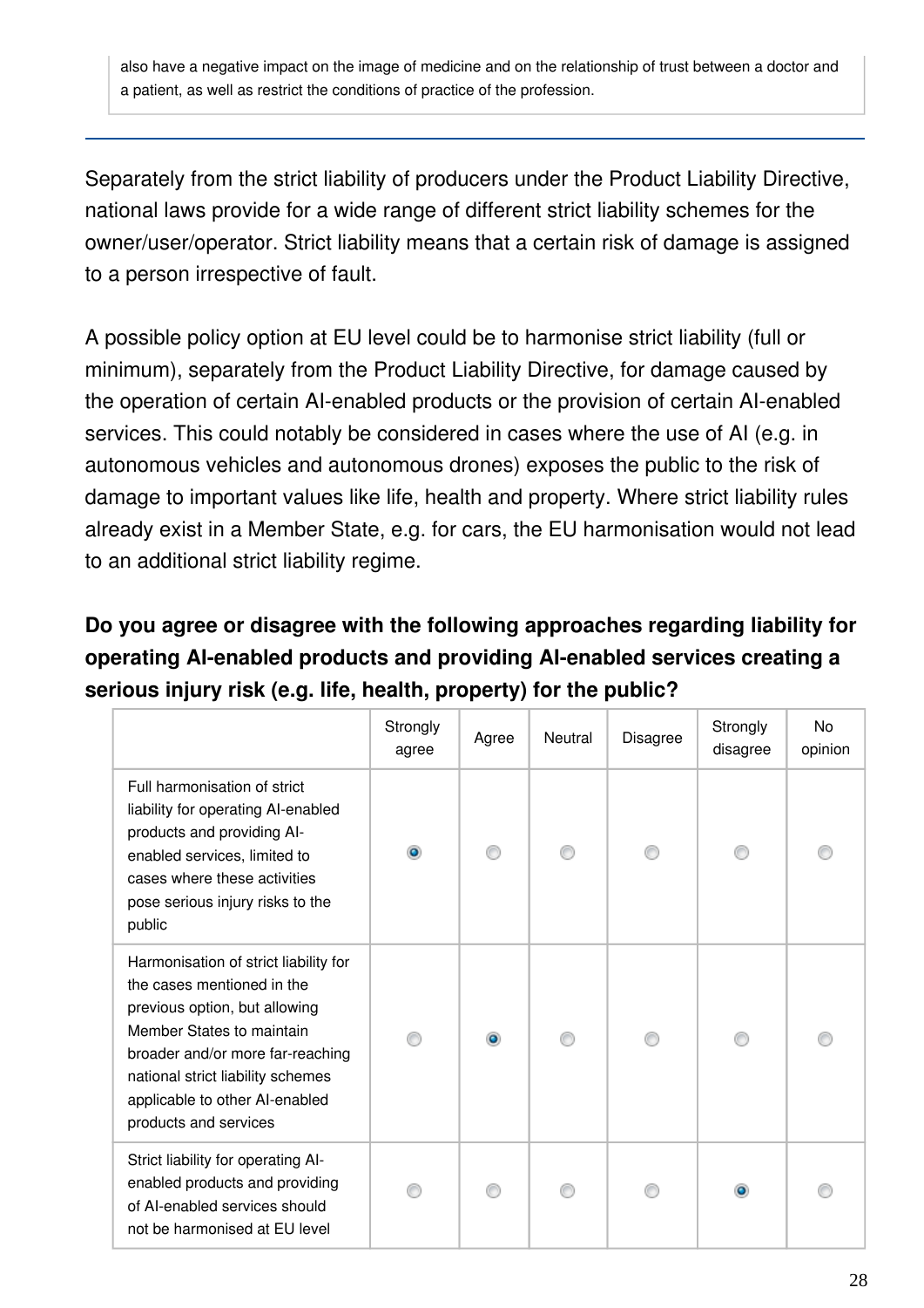also have a negative impact on the image of medicine and on the relationship of trust between a doctor and a patient, as well as restrict the conditions of practice of the profession.

---

Separately from the strict liability of producers under the Product Liability Directive, national laws provide for a wide range of different strict liability schemes for the owner/user/operator. Strict liability means that a certain risk of damage is assigned to a person irrespective of fault.

A possible policy option at EU level could be to harmonise strict liability (full or minimum), separately from the Product Liability Directive, for damage caused by the operation of certain AI-enabled products or the provision of certain AI-enabled services. This could notably be considered in cases where the use of AI (e.g. in autonomous vehicles and autonomous drones) exposes the public to the risk of damage to important values like life, health and property. Where strict liability rules already exist in a Member State, e.g. for cars, the EU harmonisation would not lead to an additional strict liability regime.

**Do you agree or disagree with the following approaches regarding liability for operating AI-enabled products and providing AI-enabled services creating a serious injury risk (e.g. life, health, property) for the public?**

| | Strongly agree | Agree | Neutral | Disagree | Strongly disagree | No opinion |
|---|---|---|---|---|---|---|
| Full harmonisation of strict liability for operating AI-enabled products and providing AI-enabled services, limited to cases where these activities pose serious injury risks to the public | ● | ○ | ○ | ○ | ○ | ○ |
| Harmonisation of strict liability for the cases mentioned in the previous option, but allowing Member States to maintain broader and/or more far-reaching national strict liability schemes applicable to other AI-enabled products and services | ○ | ● | ○ | ○ | ○ | ○ |
| Strict liability for operating AI-enabled products and providing of AI-enabled services should not be harmonised at EU level | ○ | ○ | ○ | ○ | ● | ○ |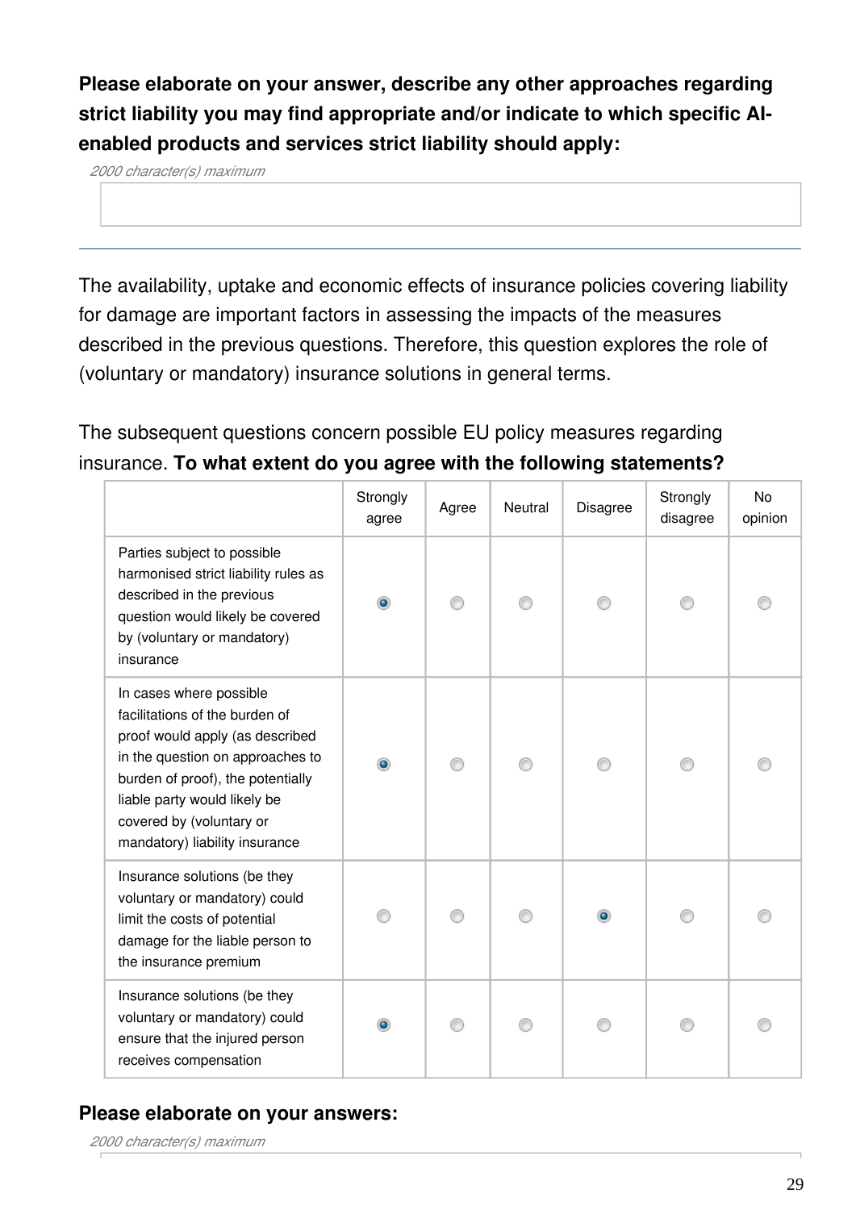**Please elaborate on your answer, describe any other approaches regarding strict liability you may find appropriate and/or indicate to which specific AI-enabled products and services strict liability should apply:**

*2000 character(s) maximum*

---

The availability, uptake and economic effects of insurance policies covering liability for damage are important factors in assessing the impacts of the measures described in the previous questions. Therefore, this question explores the role of (voluntary or mandatory) insurance solutions in general terms.

The subsequent questions concern possible EU policy measures regarding insurance. **To what extent do you agree with the following statements?**

| | Strongly agree | Agree | Neutral | Disagree | Strongly disagree | No opinion |
|---|---|---|---|---|---|---|
| Parties subject to possible harmonised strict liability rules as described in the previous question would likely be covered by (voluntary or mandatory) insurance | ◉ | ○ | ○ | ○ | ○ | ○ |
| In cases where possible facilitations of the burden of proof would apply (as described in the question on approaches to burden of proof), the potentially liable party would likely be covered by (voluntary or mandatory) liability insurance | ◉ | ○ | ○ | ○ | ○ | ○ |
| Insurance solutions (be they voluntary or mandatory) could limit the costs of potential damage for the liable person to the insurance premium | ○ | ○ | ○ | ◉ | ○ | ○ |
| Insurance solutions (be they voluntary or mandatory) could ensure that the injured person receives compensation | ◉ | ○ | ○ | ○ | ○ | ○ |

**Please elaborate on your answers:**

*2000 character(s) maximum*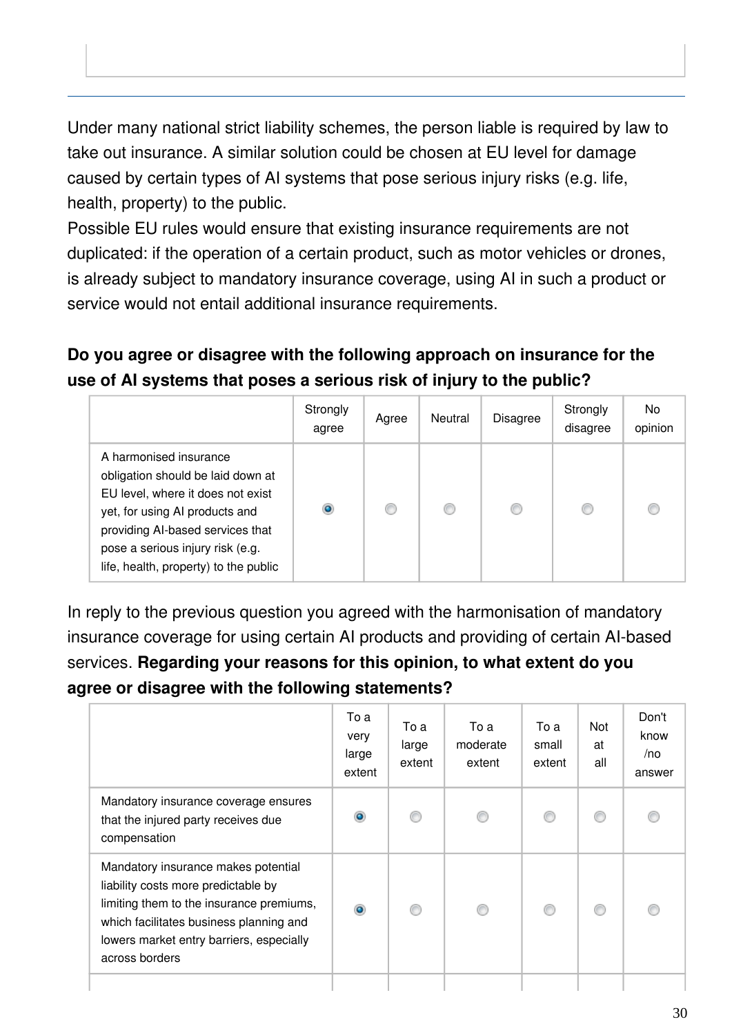Under many national strict liability schemes, the person liable is required by law to take out insurance. A similar solution could be chosen at EU level for damage caused by certain types of AI systems that pose serious injury risks (e.g. life, health, property) to the public.
Possible EU rules would ensure that existing insurance requirements are not duplicated: if the operation of a certain product, such as motor vehicles or drones, is already subject to mandatory insurance coverage, using AI in such a product or service would not entail additional insurance requirements.

**Do you agree or disagree with the following approach on insurance for the use of AI systems that poses a serious risk of injury to the public?**

| | Strongly agree | Agree | Neutral | Disagree | Strongly disagree | No opinion |
|---|---|---|---|---|---|---|
| A harmonised insurance obligation should be laid down at EU level, where it does not exist yet, for using AI products and providing AI-based services that pose a serious injury risk (e.g. life, health, property) to the public | ◉ | ○ | ○ | ○ | ○ | ○ |

In reply to the previous question you agreed with the harmonisation of mandatory insurance coverage for using certain AI products and providing of certain AI-based services. **Regarding your reasons for this opinion, to what extent do you agree or disagree with the following statements?**

| | To a very large extent | To a large extent | To a moderate extent | To a small extent | Not at all | Don't know /no answer |
|---|---|---|---|---|---|---|
| Mandatory insurance coverage ensures that the injured party receives due compensation | ◉ | ○ | ○ | ○ | ○ | ○ |
| Mandatory insurance makes potential liability costs more predictable by limiting them to the insurance premiums, which facilitates business planning and lowers market entry barriers, especially across borders | ◉ | ○ | ○ | ○ | ○ | ○ |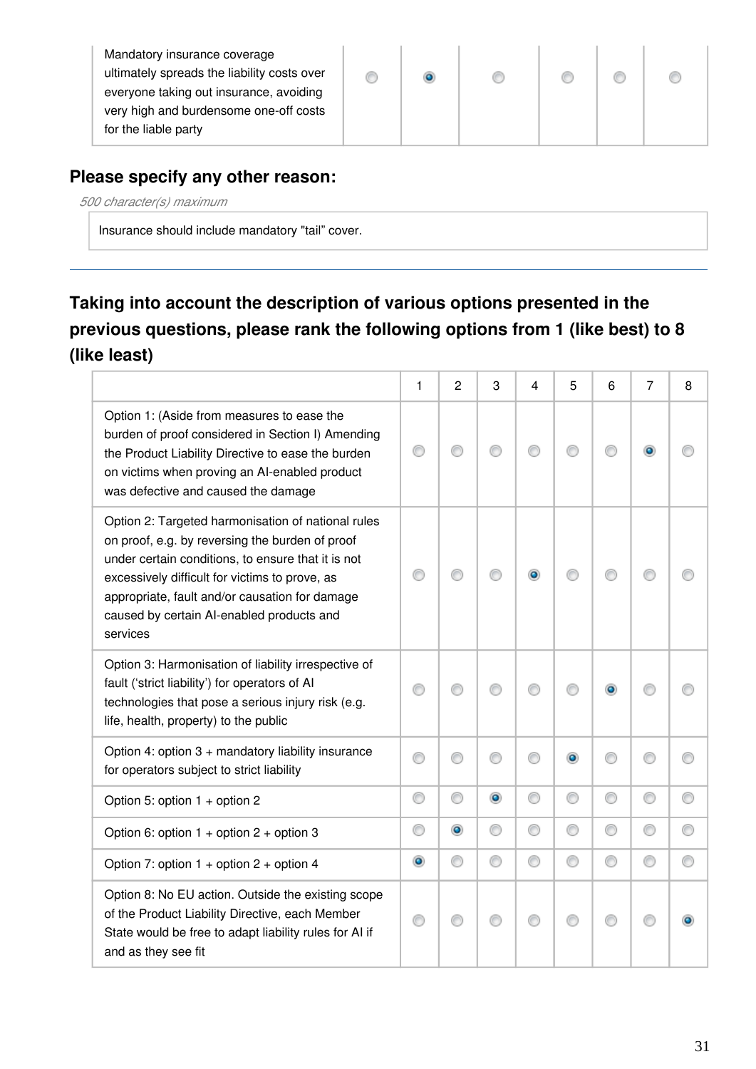| | | | | | | |
|---|---|---|---|---|---|---|
| Mandatory insurance coverage ultimately spreads the liability costs over everyone taking out insurance, avoiding very high and burdensome one-off costs for the liable party | ○ | ● | ○ | ○ | ○ | ○ |

### Please specify any other reason:

*500 character(s) maximum*

Insurance should include mandatory "tail" cover.

---

## Taking into account the description of various options presented in the previous questions, please rank the following options from 1 (like best) to 8 (like least)

| | 1 | 2 | 3 | 4 | 5 | 6 | 7 | 8 |
|---|---|---|---|---|---|---|---|---|
| Option 1: (Aside from measures to ease the burden of proof considered in Section I) Amending the Product Liability Directive to ease the burden on victims when proving an AI-enabled product was defective and caused the damage | ○ | ○ | ○ | ○ | ○ | ○ | ● | ○ |
| Option 2: Targeted harmonisation of national rules on proof, e.g. by reversing the burden of proof under certain conditions, to ensure that it is not excessively difficult for victims to prove, as appropriate, fault and/or causation for damage caused by certain AI-enabled products and services | ○ | ○ | ○ | ● | ○ | ○ | ○ | ○ |
| Option 3: Harmonisation of liability irrespective of fault ('strict liability') for operators of AI technologies that pose a serious injury risk (e.g. life, health, property) to the public | ○ | ○ | ○ | ○ | ○ | ● | ○ | ○ |
| Option 4: option 3 + mandatory liability insurance for operators subject to strict liability | ○ | ○ | ○ | ○ | ● | ○ | ○ | ○ |
| Option 5: option 1 + option 2 | ○ | ○ | ● | ○ | ○ | ○ | ○ | ○ |
| Option 6: option 1 + option 2 + option 3 | ○ | ● | ○ | ○ | ○ | ○ | ○ | ○ |
| Option 7: option 1 + option 2 + option 4 | ● | ○ | ○ | ○ | ○ | ○ | ○ | ○ |
| Option 8: No EU action. Outside the existing scope of the Product Liability Directive, each Member State would be free to adapt liability rules for AI if and as they see fit | ○ | ○ | ○ | ○ | ○ | ○ | ○ | ● |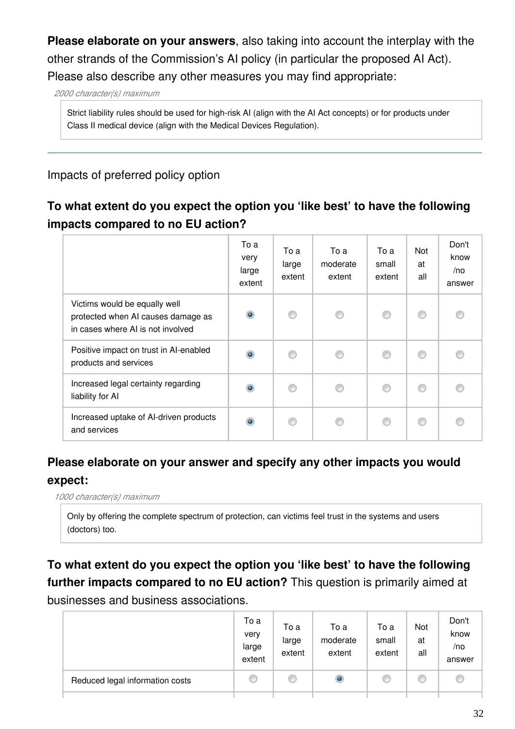**Please elaborate on your answers**, also taking into account the interplay with the other strands of the Commission's AI policy (in particular the proposed AI Act). Please also describe any other measures you may find appropriate:

*2000 character(s) maximum*

Strict liability rules should be used for high-risk AI (align with the AI Act concepts) or for products under Class II medical device (align with the Medical Devices Regulation).

---

Impacts of preferred policy option

**To what extent do you expect the option you 'like best' to have the following impacts compared to no EU action?**

| | To a very large extent | To a large extent | To a moderate extent | To a small extent | Not at all | Don't know /no answer |
|---|---|---|---|---|---|---|
| Victims would be equally well protected when AI causes damage as in cases where AI is not involved | ◉ | ○ | ○ | ○ | ○ | ○ |
| Positive impact on trust in AI-enabled products and services | ◉ | ○ | ○ | ○ | ○ | ○ |
| Increased legal certainty regarding liability for AI | ◉ | ○ | ○ | ○ | ○ | ○ |
| Increased uptake of AI-driven products and services | ◉ | ○ | ○ | ○ | ○ | ○ |

**Please elaborate on your answer and specify any other impacts you would expect:**

*1000 character(s) maximum*

Only by offering the complete spectrum of protection, can victims feel trust in the systems and users (doctors) too.

**To what extent do you expect the option you 'like best' to have the following further impacts compared to no EU action?** This question is primarily aimed at businesses and business associations.

| | To a very large extent | To a large extent | To a moderate extent | To a small extent | Not at all | Don't know /no answer |
|---|---|---|---|---|---|---|
| Reduced legal information costs | ○ | ○ | ◉ | ○ | ○ | ○ |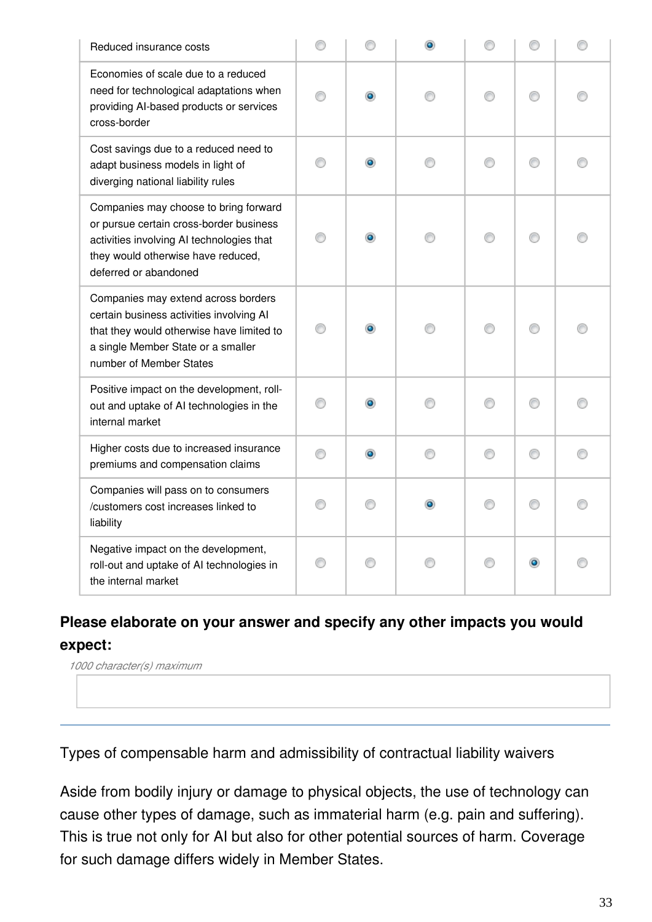| | | | | | | |
|---|---|---|---|---|---|---|
| Reduced insurance costs | ◯ | ◯ | ◉ | ◯ | ◯ | ◯ |
| Economies of scale due to a reduced need for technological adaptations when providing AI-based products or services cross-border | ◯ | ◉ | ◯ | ◯ | ◯ | ◯ |
| Cost savings due to a reduced need to adapt business models in light of diverging national liability rules | ◯ | ◉ | ◯ | ◯ | ◯ | ◯ |
| Companies may choose to bring forward or pursue certain cross-border business activities involving AI technologies that they would otherwise have reduced, deferred or abandoned | ◯ | ◉ | ◯ | ◯ | ◯ | ◯ |
| Companies may extend across borders certain business activities involving AI that they would otherwise have limited to a single Member State or a smaller number of Member States | ◯ | ◉ | ◯ | ◯ | ◯ | ◯ |
| Positive impact on the development, roll-out and uptake of AI technologies in the internal market | ◯ | ◉ | ◯ | ◯ | ◯ | ◯ |
| Higher costs due to increased insurance premiums and compensation claims | ◯ | ◉ | ◯ | ◯ | ◯ | ◯ |
| Companies will pass on to consumers /customers cost increases linked to liability | ◯ | ◯ | ◉ | ◯ | ◯ | ◯ |
| Negative impact on the development, roll-out and uptake of AI technologies in the internal market | ◯ | ◯ | ◯ | ◯ | ◉ | ◯ |

**Please elaborate on your answer and specify any other impacts you would expect:**

*1000 character(s) maximum*

---

Types of compensable harm and admissibility of contractual liability waivers

Aside from bodily injury or damage to physical objects, the use of technology can cause other types of damage, such as immaterial harm (e.g. pain and suffering). This is true not only for AI but also for other potential sources of harm. Coverage for such damage differs widely in Member States.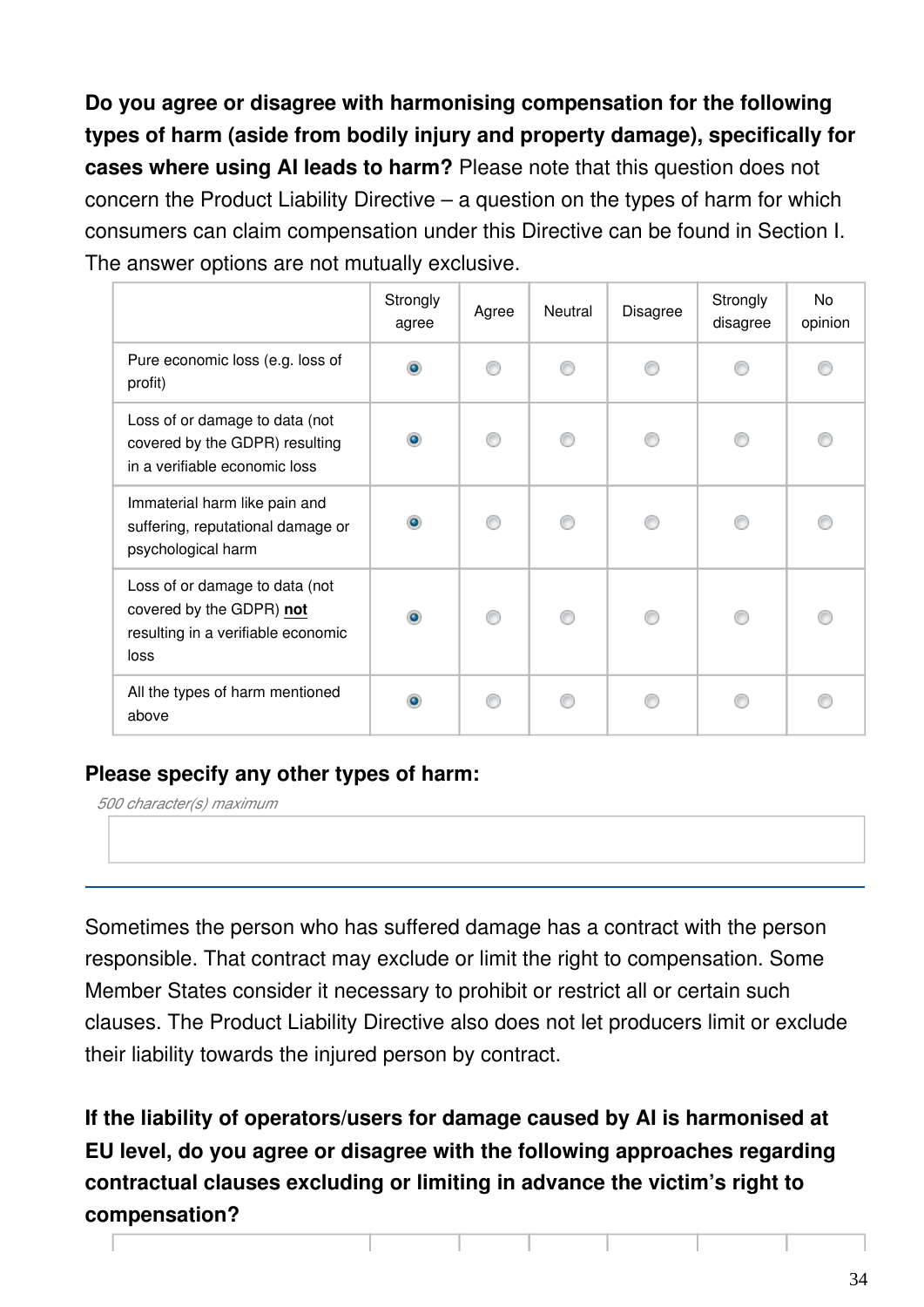**Do you agree or disagree with harmonising compensation for the following types of harm (aside from bodily injury and property damage), specifically for cases where using AI leads to harm?** Please note that this question does not concern the Product Liability Directive – a question on the types of harm for which consumers can claim compensation under this Directive can be found in Section I. The answer options are not mutually exclusive.

| | Strongly agree | Agree | Neutral | Disagree | Strongly disagree | No opinion |
|---|---|---|---|---|---|---|
| Pure economic loss (e.g. loss of profit) | ◉ | ○ | ○ | ○ | ○ | ○ |
| Loss of or damage to data (not covered by the GDPR) resulting in a verifiable economic loss | ◉ | ○ | ○ | ○ | ○ | ○ |
| Immaterial harm like pain and suffering, reputational damage or psychological harm | ◉ | ○ | ○ | ○ | ○ | ○ |
| Loss of or damage to data (not covered by the GDPR) **not** resulting in a verifiable economic loss | ◉ | ○ | ○ | ○ | ○ | ○ |
| All the types of harm mentioned above | ◉ | ○ | ○ | ○ | ○ | ○ |

**Please specify any other types of harm:**

*500 character(s) maximum*

---

Sometimes the person who has suffered damage has a contract with the person responsible. That contract may exclude or limit the right to compensation. Some Member States consider it necessary to prohibit or restrict all or certain such clauses. The Product Liability Directive also does not let producers limit or exclude their liability towards the injured person by contract.

**If the liability of operators/users for damage caused by AI is harmonised at EU level, do you agree or disagree with the following approaches regarding contractual clauses excluding or limiting in advance the victim's right to compensation?**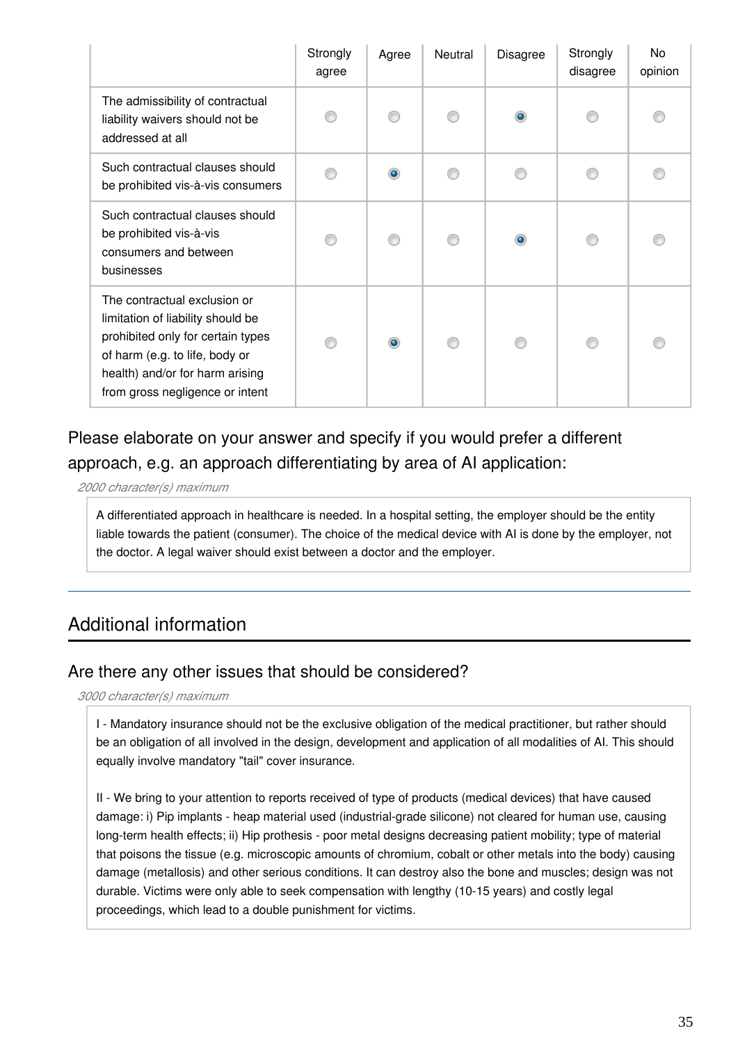| | Strongly agree | Agree | Neutral | Disagree | Strongly disagree | No opinion |
|---|---|---|---|---|---|---|
| The admissibility of contractual liability waivers should not be addressed at all | | | | X | | |
| Such contractual clauses should be prohibited vis-à-vis consumers | | X | | | | |
| Such contractual clauses should be prohibited vis-à-vis consumers and between businesses | | | | X | | |
| The contractual exclusion or limitation of liability should be prohibited only for certain types of harm (e.g. to life, body or health) and/or for harm arising from gross negligence or intent | | X | | | | |

Please elaborate on your answer and specify if you would prefer a different approach, e.g. an approach differentiating by area of AI application:

*2000 character(s) maximum*

A differentiated approach in healthcare is needed. In a hospital setting, the employer should be the entity liable towards the patient (consumer). The choice of the medical device with AI is done by the employer, not the doctor. A legal waiver should exist between a doctor and the employer.

## Additional information

### Are there any other issues that should be considered?

*3000 character(s) maximum*

I - Mandatory insurance should not be the exclusive obligation of the medical practitioner, but rather should be an obligation of all involved in the design, development and application of all modalities of AI. This should equally involve mandatory "tail" cover insurance.

II - We bring to your attention to reports received of type of products (medical devices) that have caused damage: i) Pip implants - heap material used (industrial-grade silicone) not cleared for human use, causing long-term health effects; ii) Hip prothesis - poor metal designs decreasing patient mobility; type of material that poisons the tissue (e.g. microscopic amounts of chromium, cobalt or other metals into the body) causing damage (metallosis) and other serious conditions. It can destroy also the bone and muscles; design was not durable. Victims were only able to seek compensation with lengthy (10-15 years) and costly legal proceedings, which lead to a double punishment for victims.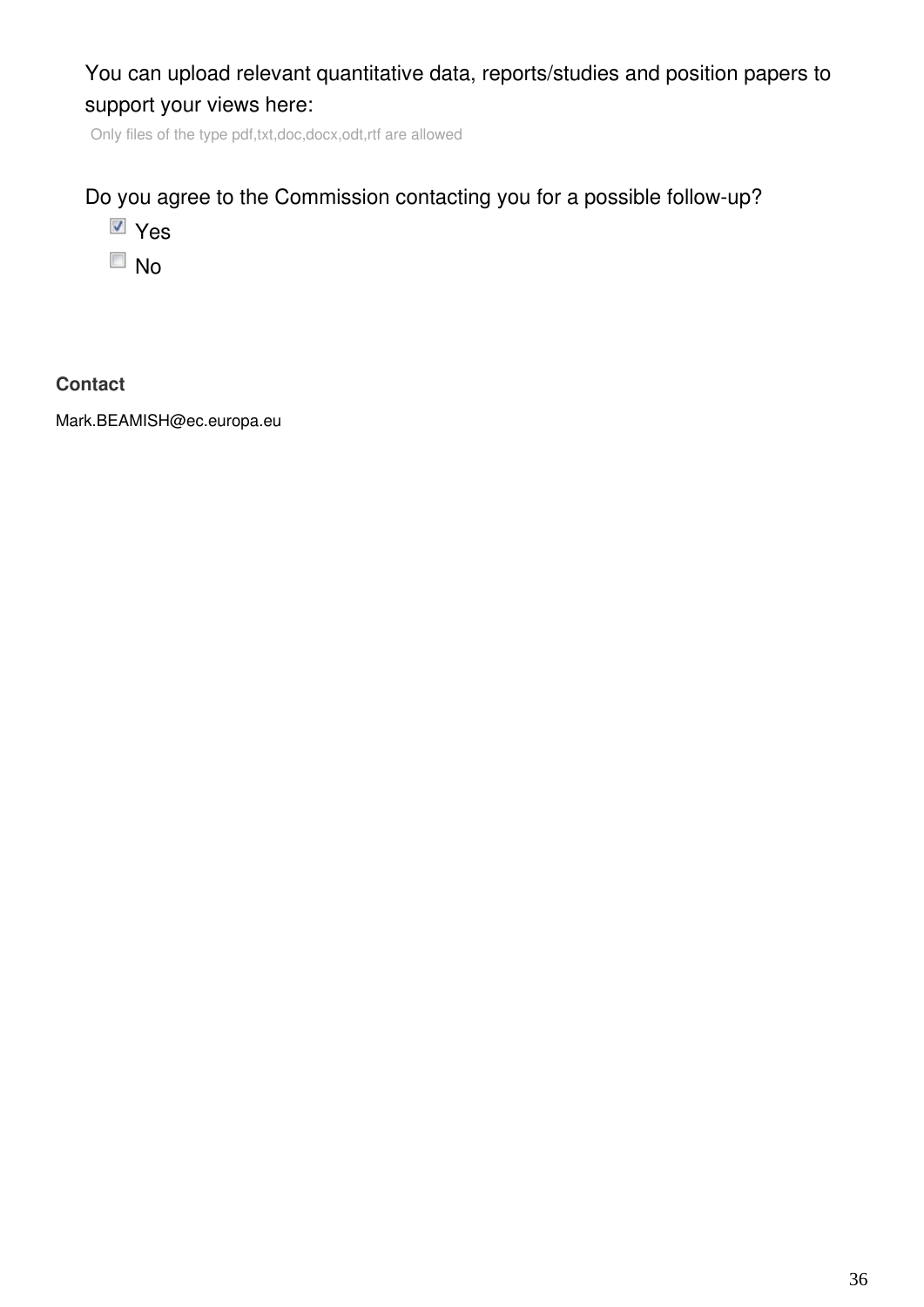You can upload relevant quantitative data, reports/studies and position papers to support your views here:

Only files of the type pdf,txt,doc,docx,odt,rtf are allowed

Do you agree to the Commission contacting you for a possible follow-up?

- [x] Yes
- [ ] No

**Contact**

Mark.BEAMISH@ec.europa.eu